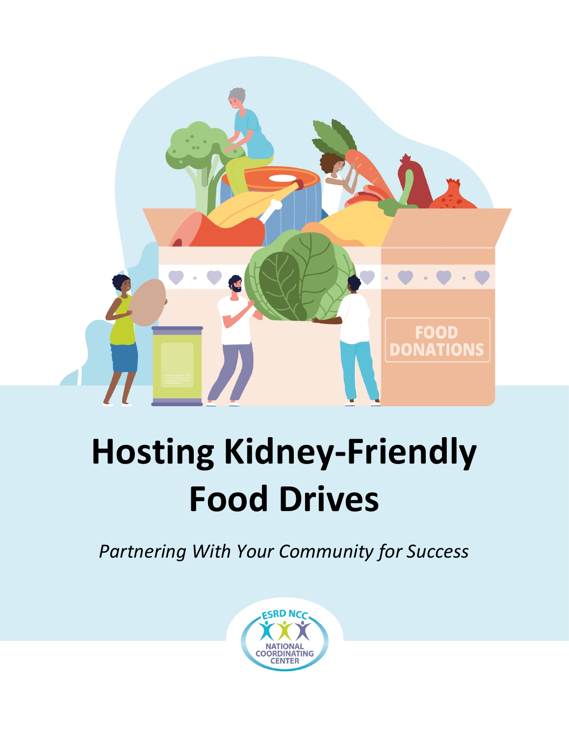# Hosting Kidney-Friendly Food Drives

*Partnering With Your Community for Success*

ESRD NCC NATIONAL COORDINATING CENTER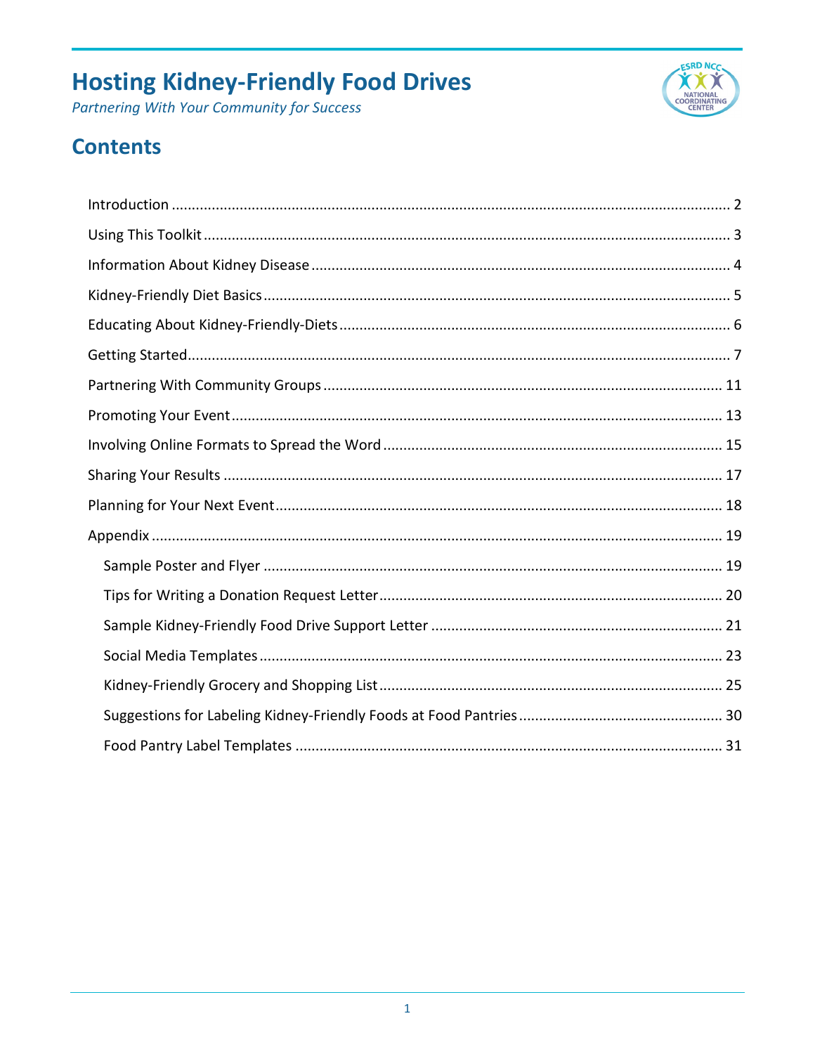# Hosting Kidney-Friendly Food Drives

*Partnering With Your Community for Success*

## Contents

- Introduction ........ 2
- Using This Toolkit ........ 3
- Information About Kidney Disease ........ 4
- Kidney-Friendly Diet Basics ........ 5
- Educating About Kidney-Friendly-Diets ........ 6
- Getting Started ........ 7
- Partnering With Community Groups ........ 11
- Promoting Your Event ........ 13
- Involving Online Formats to Spread the Word ........ 15
- Sharing Your Results ........ 17
- Planning for Your Next Event ........ 18
- Appendix ........ 19
  - Sample Poster and Flyer ........ 19
  - Tips for Writing a Donation Request Letter ........ 20
  - Sample Kidney-Friendly Food Drive Support Letter ........ 21
  - Social Media Templates ........ 23
  - Kidney-Friendly Grocery and Shopping List ........ 25
  - Suggestions for Labeling Kidney-Friendly Foods at Food Pantries ........ 30
  - Food Pantry Label Templates ........ 31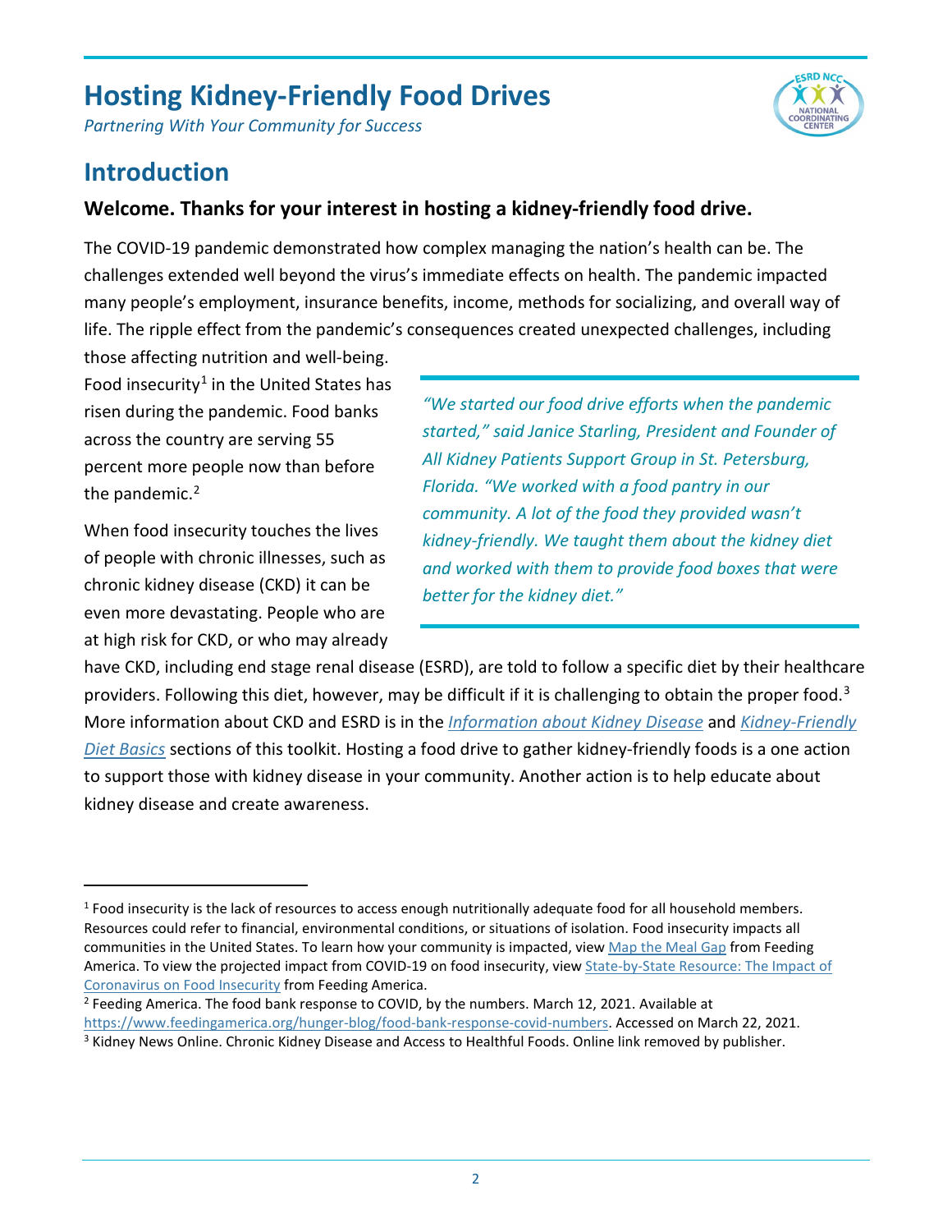# Hosting Kidney-Friendly Food Drives

*Partnering With Your Community for Success*

## Introduction

### Welcome. Thanks for your interest in hosting a kidney-friendly food drive.

The COVID-19 pandemic demonstrated how complex managing the nation's health can be. The challenges extended well beyond the virus's immediate effects on health. The pandemic impacted many people's employment, insurance benefits, income, methods for socializing, and overall way of life. The ripple effect from the pandemic's consequences created unexpected challenges, including those affecting nutrition and well-being. Food insecurity[1] in the United States has risen during the pandemic. Food banks across the country are serving 55 percent more people now than before the pandemic.[2]

> *"We started our food drive efforts when the pandemic started," said Janice Starling, President and Founder of All Kidney Patients Support Group in St. Petersburg, Florida. "We worked with a food pantry in our community. A lot of the food they provided wasn't kidney-friendly. We taught them about the kidney diet and worked with them to provide food boxes that were better for the kidney diet."*

When food insecurity touches the lives of people with chronic illnesses, such as chronic kidney disease (CKD) it can be even more devastating. People who are at high risk for CKD, or who may already have CKD, including end stage renal disease (ESRD), are told to follow a specific diet by their healthcare providers. Following this diet, however, may be difficult if it is challenging to obtain the proper food.[3] More information about CKD and ESRD is in the *Information about Kidney Disease* and *Kidney-Friendly Diet Basics* sections of this toolkit. Hosting a food drive to gather kidney-friendly foods is a one action to support those with kidney disease in your community. Another action is to help educate about kidney disease and create awareness.

---

[1] Food insecurity is the lack of resources to access enough nutritionally adequate food for all household members. Resources could refer to financial, environmental conditions, or situations of isolation. Food insecurity impacts all communities in the United States. To learn how your community is impacted, view Map the Meal Gap from Feeding America. To view the projected impact from COVID-19 on food insecurity, view State-by-State Resource: The Impact of Coronavirus on Food Insecurity from Feeding America.

[2] Feeding America. The food bank response to COVID, by the numbers. March 12, 2021. Available at https://www.feedingamerica.org/hunger-blog/food-bank-response-covid-numbers. Accessed on March 22, 2021.

[3] Kidney News Online. Chronic Kidney Disease and Access to Healthful Foods. Online link removed by publisher.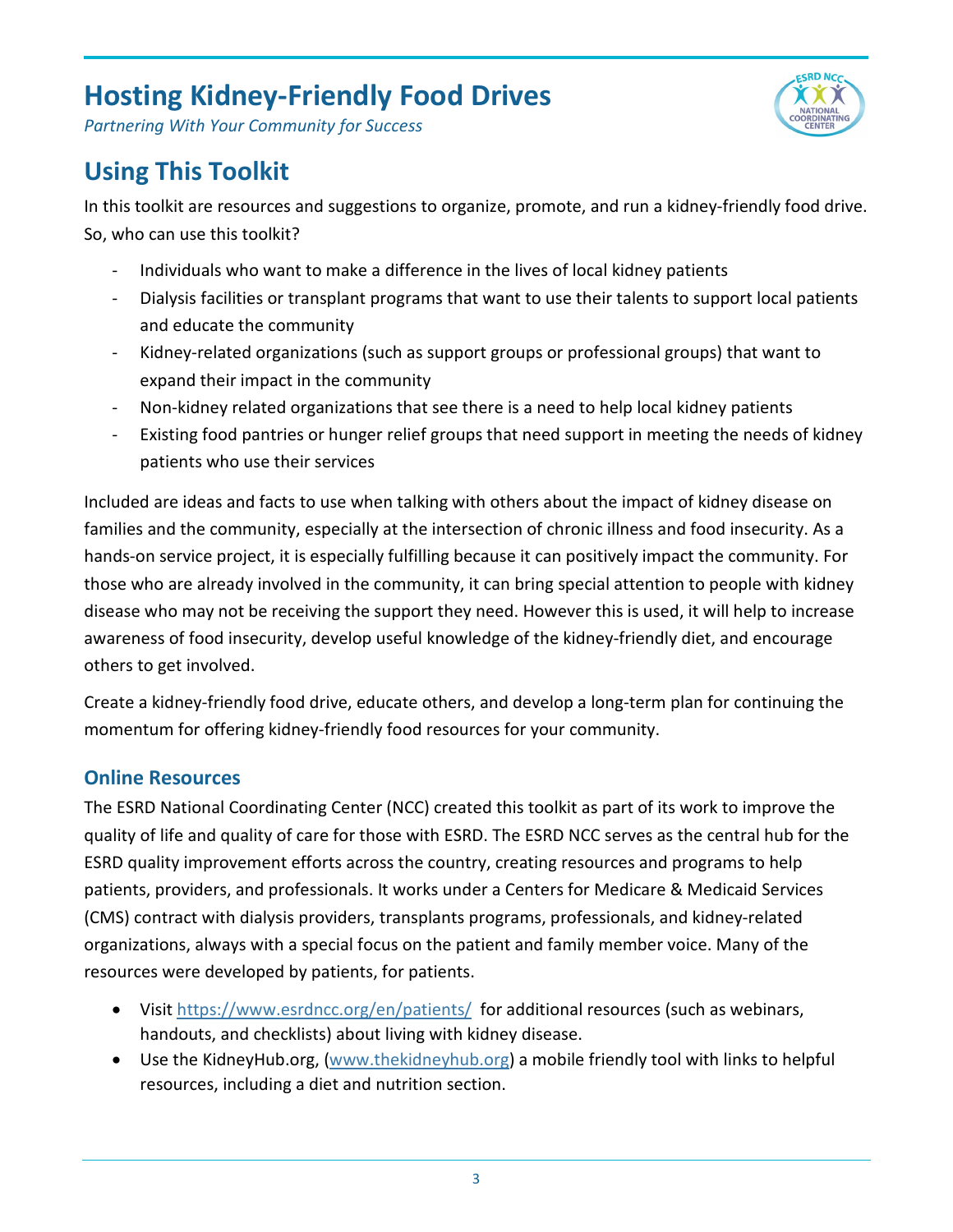# Hosting Kidney-Friendly Food Drives

*Partnering With Your Community for Success*

## Using This Toolkit

In this toolkit are resources and suggestions to organize, promote, and run a kidney-friendly food drive. So, who can use this toolkit?

- Individuals who want to make a difference in the lives of local kidney patients
- Dialysis facilities or transplant programs that want to use their talents to support local patients and educate the community
- Kidney-related organizations (such as support groups or professional groups) that want to expand their impact in the community
- Non-kidney related organizations that see there is a need to help local kidney patients
- Existing food pantries or hunger relief groups that need support in meeting the needs of kidney patients who use their services

Included are ideas and facts to use when talking with others about the impact of kidney disease on families and the community, especially at the intersection of chronic illness and food insecurity. As a hands-on service project, it is especially fulfilling because it can positively impact the community. For those who are already involved in the community, it can bring special attention to people with kidney disease who may not be receiving the support they need. However this is used, it will help to increase awareness of food insecurity, develop useful knowledge of the kidney-friendly diet, and encourage others to get involved.

Create a kidney-friendly food drive, educate others, and develop a long-term plan for continuing the momentum for offering kidney-friendly food resources for your community.

### Online Resources

The ESRD National Coordinating Center (NCC) created this toolkit as part of its work to improve the quality of life and quality of care for those with ESRD. The ESRD NCC serves as the central hub for the ESRD quality improvement efforts across the country, creating resources and programs to help patients, providers, and professionals. It works under a Centers for Medicare & Medicaid Services (CMS) contract with dialysis providers, transplants programs, professionals, and kidney-related organizations, always with a special focus on the patient and family member voice. Many of the resources were developed by patients, for patients.

- Visit https://www.esrdncc.org/en/patients/ for additional resources (such as webinars, handouts, and checklists) about living with kidney disease.
- Use the KidneyHub.org, (www.thekidneyhub.org) a mobile friendly tool with links to helpful resources, including a diet and nutrition section.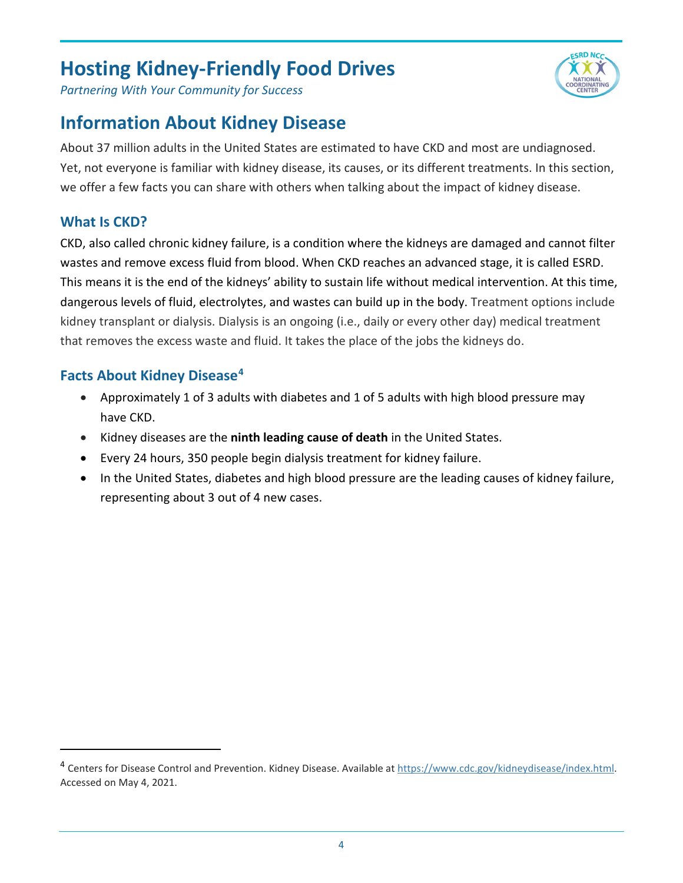# Hosting Kidney-Friendly Food Drives

*Partnering With Your Community for Success*

## Information About Kidney Disease

About 37 million adults in the United States are estimated to have CKD and most are undiagnosed. Yet, not everyone is familiar with kidney disease, its causes, or its different treatments. In this section, we offer a few facts you can share with others when talking about the impact of kidney disease.

### What Is CKD?

CKD, also called chronic kidney failure, is a condition where the kidneys are damaged and cannot filter wastes and remove excess fluid from blood. When CKD reaches an advanced stage, it is called ESRD. This means it is the end of the kidneys' ability to sustain life without medical intervention. At this time, dangerous levels of fluid, electrolytes, and wastes can build up in the body. Treatment options include kidney transplant or dialysis. Dialysis is an ongoing (i.e., daily or every other day) medical treatment that removes the excess waste and fluid. It takes the place of the jobs the kidneys do.

### Facts About Kidney Disease[4]

- Approximately 1 of 3 adults with diabetes and 1 of 5 adults with high blood pressure may have CKD.
- Kidney diseases are the **ninth leading cause of death** in the United States.
- Every 24 hours, 350 people begin dialysis treatment for kidney failure.
- In the United States, diabetes and high blood pressure are the leading causes of kidney failure, representing about 3 out of 4 new cases.

---

[4] Centers for Disease Control and Prevention. Kidney Disease. Available at https://www.cdc.gov/kidneydisease/index.html. Accessed on May 4, 2021.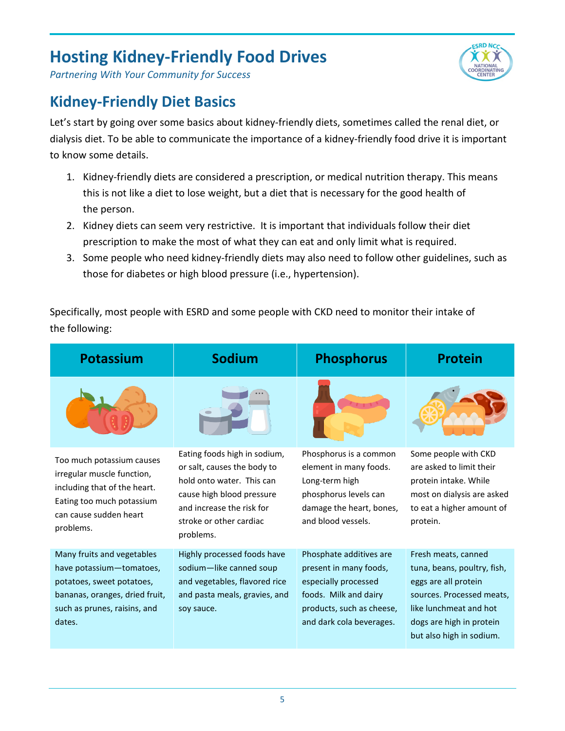# Hosting Kidney-Friendly Food Drives

*Partnering With Your Community for Success*

## Kidney-Friendly Diet Basics

Let's start by going over some basics about kidney-friendly diets, sometimes called the renal diet, or dialysis diet. To be able to communicate the importance of a kidney-friendly food drive it is important to know some details.

1. Kidney-friendly diets are considered a prescription, or medical nutrition therapy. This means this is not like a diet to lose weight, but a diet that is necessary for the good health of the person.
2. Kidney diets can seem very restrictive. It is important that individuals follow their diet prescription to make the most of what they can eat and only limit what is required.
3. Some people who need kidney-friendly diets may also need to follow other guidelines, such as those for diabetes or high blood pressure (i.e., hypertension).

Specifically, most people with ESRD and some people with CKD need to monitor their intake of the following:

| Potassium | Sodium | Phosphorus | Protein |
|---|---|---|---|
| Too much potassium causes irregular muscle function, including that of the heart. Eating too much potassium can cause sudden heart problems. | Eating foods high in sodium, or salt, causes the body to hold onto water. This can cause high blood pressure and increase the risk for stroke or other cardiac problems. | Phosphorus is a common element in many foods. Long-term high phosphorus levels can damage the heart, bones, and blood vessels. | Some people with CKD are asked to limit their protein intake. While most on dialysis are asked to eat a higher amount of protein. |
| Many fruits and vegetables have potassium—tomatoes, potatoes, sweet potatoes, bananas, oranges, dried fruit, such as prunes, raisins, and dates. | Highly processed foods have sodium—like canned soup and vegetables, flavored rice and pasta meals, gravies, and soy sauce. | Phosphate additives are present in many foods, especially processed foods. Milk and dairy products, such as cheese, and dark cola beverages. | Fresh meats, canned tuna, beans, poultry, fish, eggs are all protein sources. Processed meats, like lunchmeat and hot dogs are high in protein but also high in sodium. |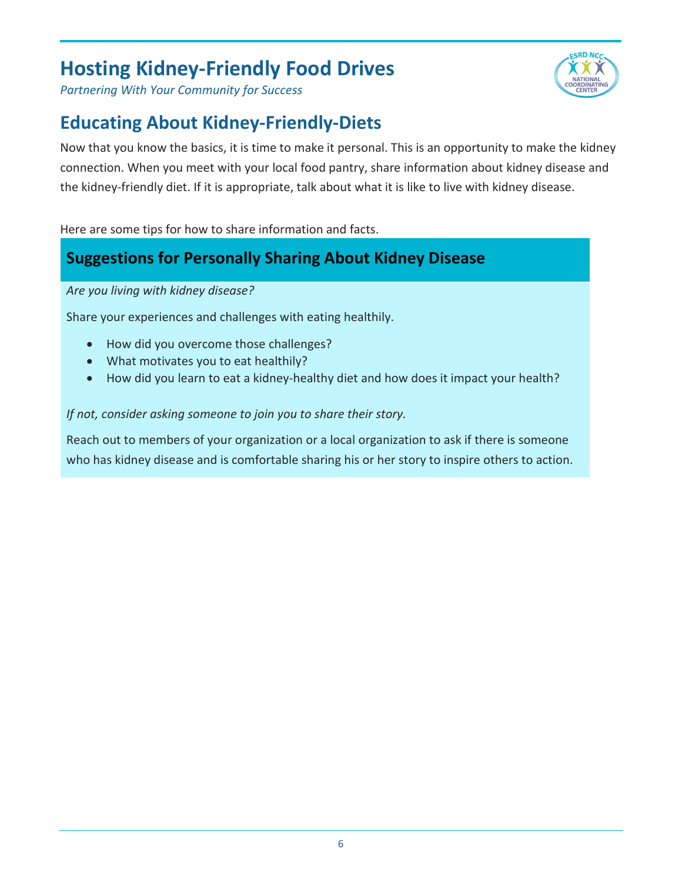# Hosting Kidney-Friendly Food Drives

*Partnering With Your Community for Success*

## Educating About Kidney-Friendly-Diets

Now that you know the basics, it is time to make it personal. This is an opportunity to make the kidney connection. When you meet with your local food pantry, share information about kidney disease and the kidney-friendly diet. If it is appropriate, talk about what it is like to live with kidney disease.

Here are some tips for how to share information and facts.

### Suggestions for Personally Sharing About Kidney Disease

*Are you living with kidney disease?*

Share your experiences and challenges with eating healthily.

- How did you overcome those challenges?
- What motivates you to eat healthily?
- How did you learn to eat a kidney-healthy diet and how does it impact your health?

*If not, consider asking someone to join you to share their story.*

Reach out to members of your organization or a local organization to ask if there is someone who has kidney disease and is comfortable sharing his or her story to inspire others to action.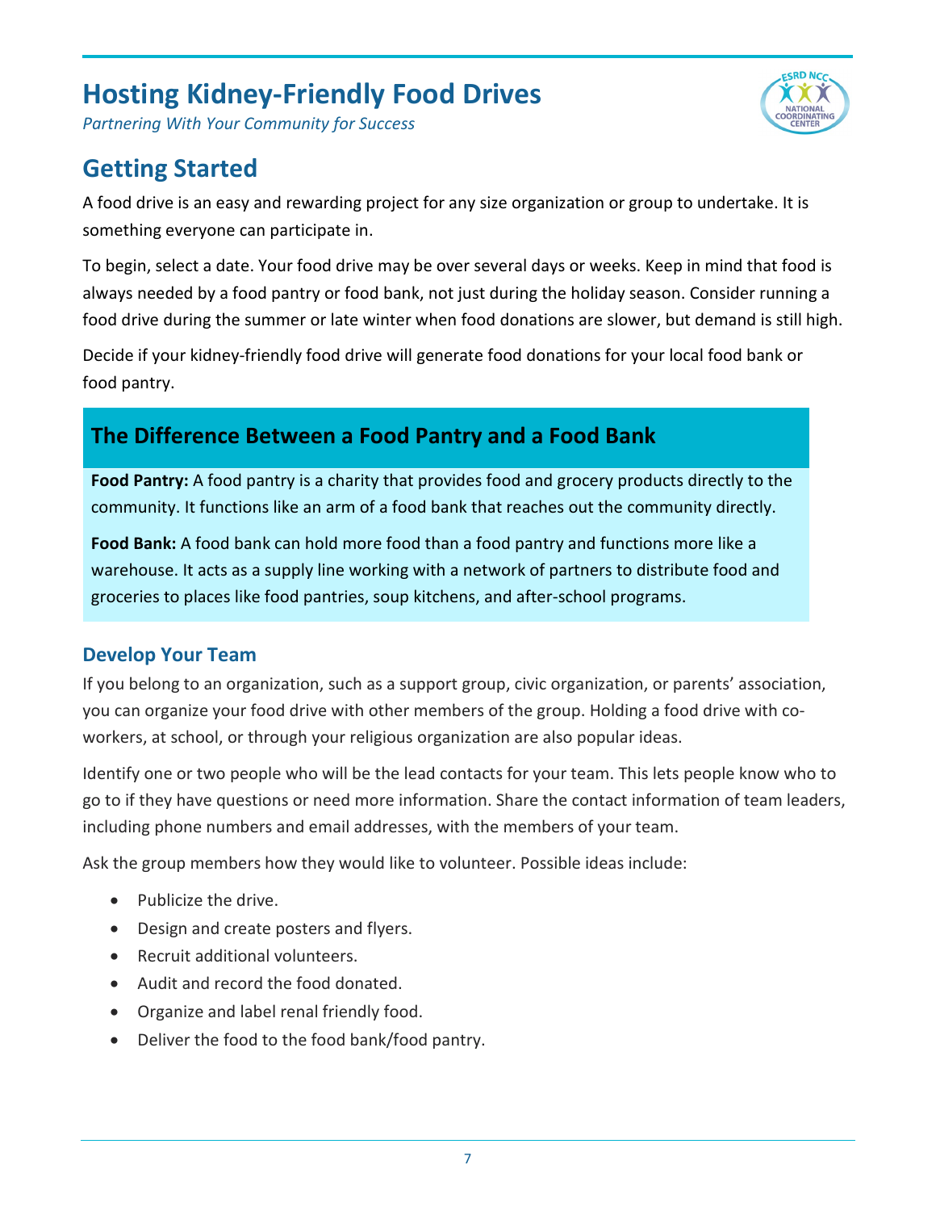# Hosting Kidney-Friendly Food Drives

*Partnering With Your Community for Success*

## Getting Started

A food drive is an easy and rewarding project for any size organization or group to undertake. It is something everyone can participate in.

To begin, select a date. Your food drive may be over several days or weeks. Keep in mind that food is always needed by a food pantry or food bank, not just during the holiday season. Consider running a food drive during the summer or late winter when food donations are slower, but demand is still high.

Decide if your kidney-friendly food drive will generate food donations for your local food bank or food pantry.

### The Difference Between a Food Pantry and a Food Bank

**Food Pantry:** A food pantry is a charity that provides food and grocery products directly to the community. It functions like an arm of a food bank that reaches out the community directly.

**Food Bank:** A food bank can hold more food than a food pantry and functions more like a warehouse. It acts as a supply line working with a network of partners to distribute food and groceries to places like food pantries, soup kitchens, and after-school programs.

### Develop Your Team

If you belong to an organization, such as a support group, civic organization, or parents' association, you can organize your food drive with other members of the group. Holding a food drive with co-workers, at school, or through your religious organization are also popular ideas.

Identify one or two people who will be the lead contacts for your team. This lets people know who to go to if they have questions or need more information. Share the contact information of team leaders, including phone numbers and email addresses, with the members of your team.

Ask the group members how they would like to volunteer. Possible ideas include:

- Publicize the drive.
- Design and create posters and flyers.
- Recruit additional volunteers.
- Audit and record the food donated.
- Organize and label renal friendly food.
- Deliver the food to the food bank/food pantry.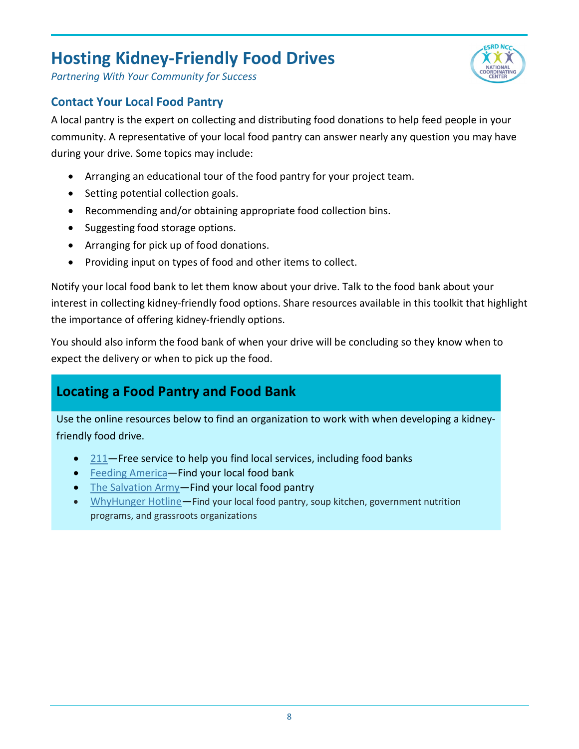# Hosting Kidney-Friendly Food Drives

*Partnering With Your Community for Success*

## Contact Your Local Food Pantry

A local pantry is the expert on collecting and distributing food donations to help feed people in your community. A representative of your local food pantry can answer nearly any question you may have during your drive. Some topics may include:

- Arranging an educational tour of the food pantry for your project team.
- Setting potential collection goals.
- Recommending and/or obtaining appropriate food collection bins.
- Suggesting food storage options.
- Arranging for pick up of food donations.
- Providing input on types of food and other items to collect.

Notify your local food bank to let them know about your drive. Talk to the food bank about your interest in collecting kidney-friendly food options. Share resources available in this toolkit that highlight the importance of offering kidney-friendly options.

You should also inform the food bank of when your drive will be concluding so they know when to expect the delivery or when to pick up the food.

### Locating a Food Pantry and Food Bank

Use the online resources below to find an organization to work with when developing a kidney-friendly food drive.

- 211—Free service to help you find local services, including food banks
- Feeding America—Find your local food bank
- The Salvation Army—Find your local food pantry
- WhyHunger Hotline—Find your local food pantry, soup kitchen, government nutrition programs, and grassroots organizations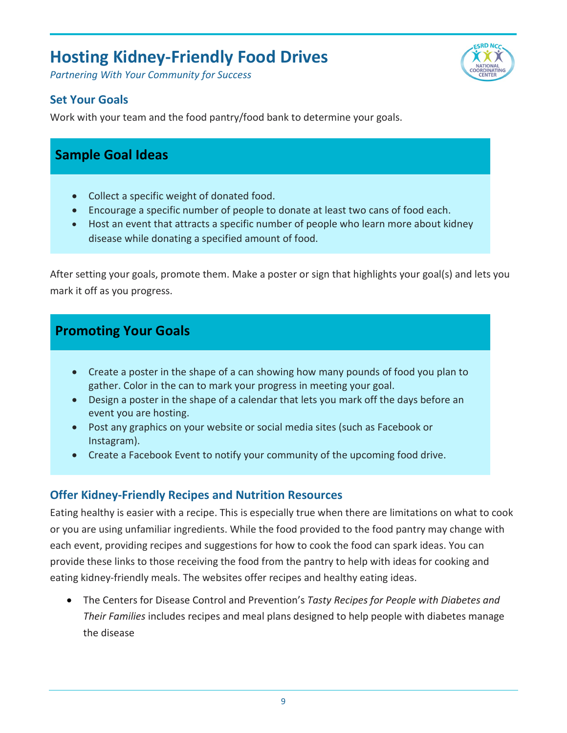# Hosting Kidney-Friendly Food Drives

*Partnering With Your Community for Success*

## Set Your Goals

Work with your team and the food pantry/food bank to determine your goals.

### Sample Goal Ideas

- Collect a specific weight of donated food.
- Encourage a specific number of people to donate at least two cans of food each.
- Host an event that attracts a specific number of people who learn more about kidney disease while donating a specified amount of food.

After setting your goals, promote them. Make a poster or sign that highlights your goal(s) and lets you mark it off as you progress.

### Promoting Your Goals

- Create a poster in the shape of a can showing how many pounds of food you plan to gather. Color in the can to mark your progress in meeting your goal.
- Design a poster in the shape of a calendar that lets you mark off the days before an event you are hosting.
- Post any graphics on your website or social media sites (such as Facebook or Instagram).
- Create a Facebook Event to notify your community of the upcoming food drive.

## Offer Kidney-Friendly Recipes and Nutrition Resources

Eating healthy is easier with a recipe. This is especially true when there are limitations on what to cook or you are using unfamiliar ingredients. While the food provided to the food pantry may change with each event, providing recipes and suggestions for how to cook the food can spark ideas. You can provide these links to those receiving the food from the pantry to help with ideas for cooking and eating kidney-friendly meals. The websites offer recipes and healthy eating ideas.

- The Centers for Disease Control and Prevention's *Tasty Recipes for People with Diabetes and Their Families* includes recipes and meal plans designed to help people with diabetes manage the disease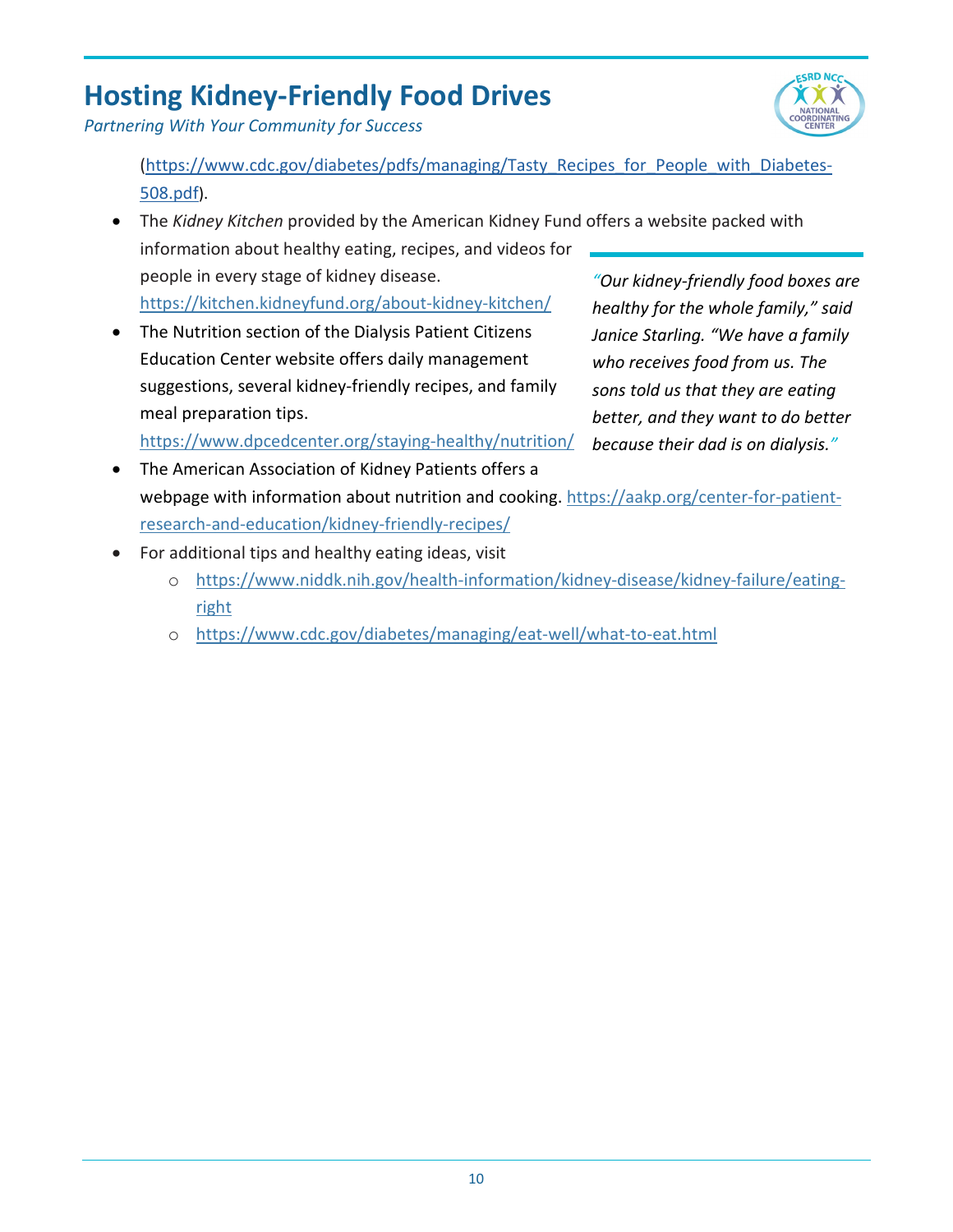(https://www.cdc.gov/diabetes/pdfs/managing/Tasty_Recipes_for_People_with_Diabetes-508.pdf).

- The *Kidney Kitchen* provided by the American Kidney Fund offers a website packed with information about healthy eating, recipes, and videos for people in every stage of kidney disease. https://kitchen.kidneyfund.org/about-kidney-kitchen/
- The Nutrition section of the Dialysis Patient Citizens Education Center website offers daily management suggestions, several kidney-friendly recipes, and family meal preparation tips. https://www.dpcedcenter.org/staying-healthy/nutrition/
- The American Association of Kidney Patients offers a webpage with information about nutrition and cooking. https://aakp.org/center-for-patient-research-and-education/kidney-friendly-recipes/
- For additional tips and healthy eating ideas, visit
  - https://www.niddk.nih.gov/health-information/kidney-disease/kidney-failure/eating-right
  - https://www.cdc.gov/diabetes/managing/eat-well/what-to-eat.html

> *"Our kidney-friendly food boxes are healthy for the whole family," said Janice Starling. "We have a family who receives food from us. The sons told us that they are eating better, and they want to do better because their dad is on dialysis."*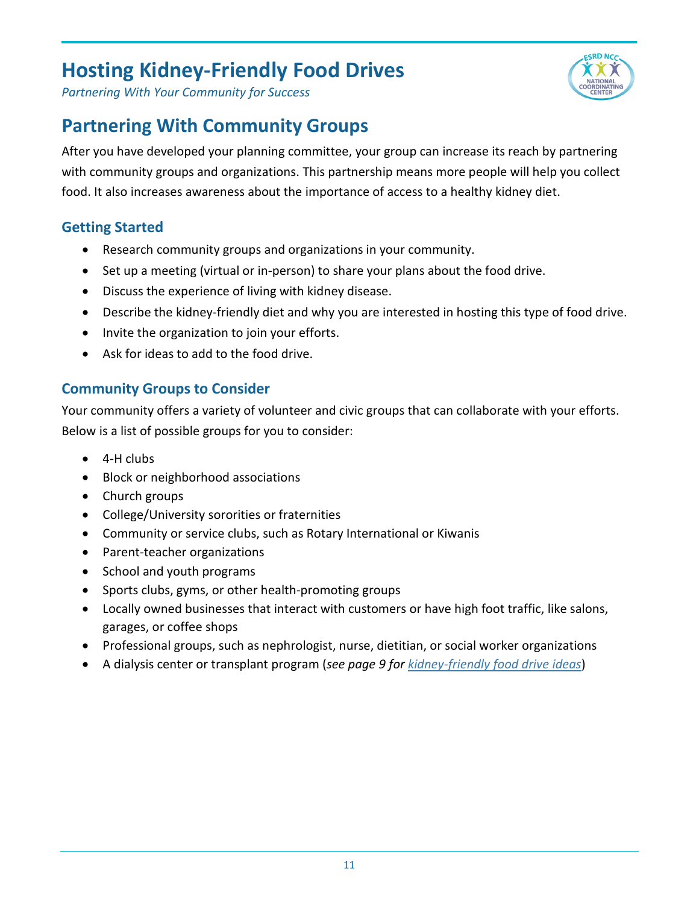## Partnering With Community Groups

After you have developed your planning committee, your group can increase its reach by partnering with community groups and organizations. This partnership means more people will help you collect food. It also increases awareness about the importance of access to a healthy kidney diet.

### Getting Started

- Research community groups and organizations in your community.
- Set up a meeting (virtual or in-person) to share your plans about the food drive.
- Discuss the experience of living with kidney disease.
- Describe the kidney-friendly diet and why you are interested in hosting this type of food drive.
- Invite the organization to join your efforts.
- Ask for ideas to add to the food drive.

### Community Groups to Consider

Your community offers a variety of volunteer and civic groups that can collaborate with your efforts. Below is a list of possible groups for you to consider:

- 4-H clubs
- Block or neighborhood associations
- Church groups
- College/University sororities or fraternities
- Community or service clubs, such as Rotary International or Kiwanis
- Parent-teacher organizations
- School and youth programs
- Sports clubs, gyms, or other health-promoting groups
- Locally owned businesses that interact with customers or have high foot traffic, like salons, garages, or coffee shops
- Professional groups, such as nephrologist, nurse, dietitian, or social worker organizations
- A dialysis center or transplant program (*see page 9 for* kidney-friendly food drive ideas)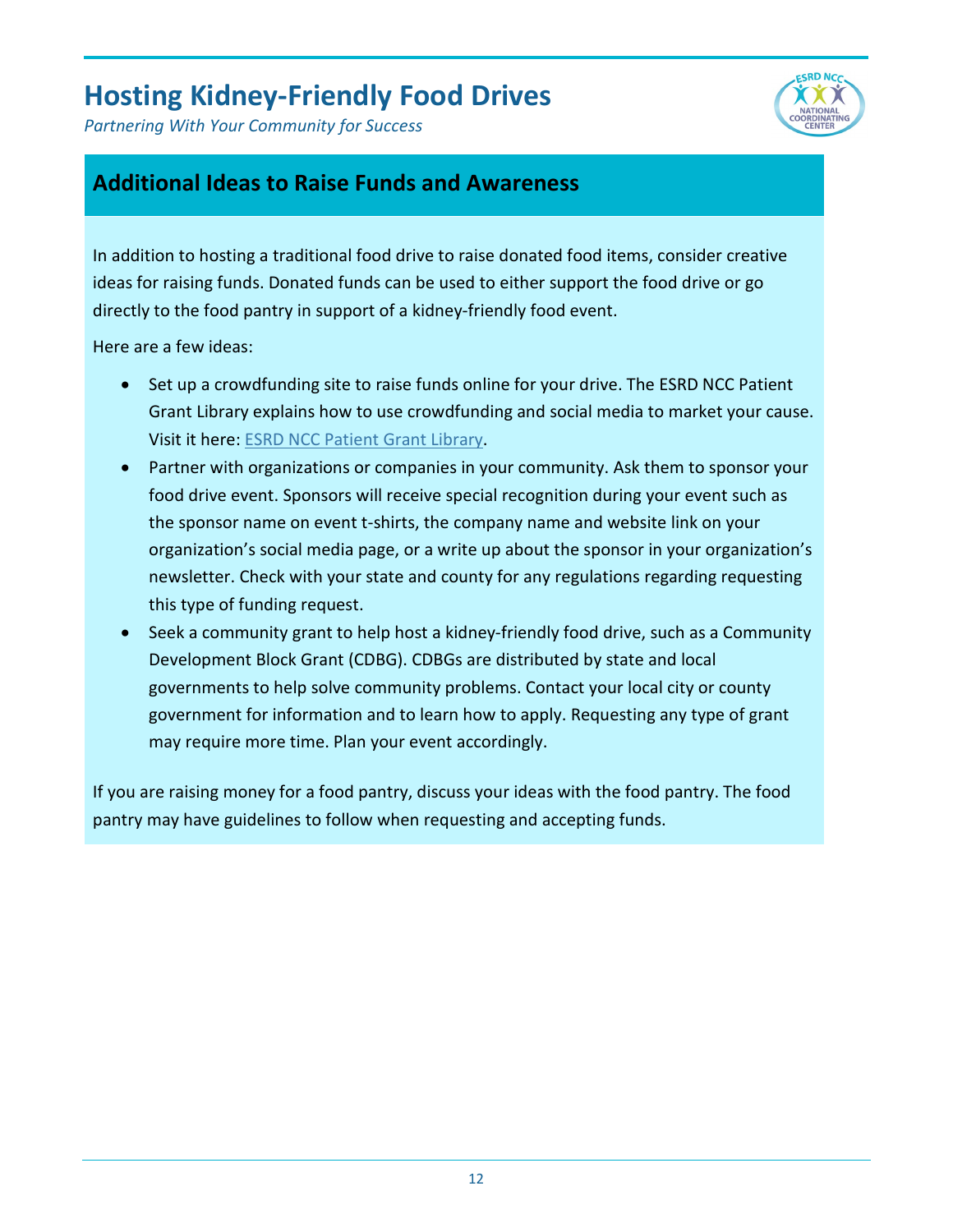## Additional Ideas to Raise Funds and Awareness

In addition to hosting a traditional food drive to raise donated food items, consider creative ideas for raising funds. Donated funds can be used to either support the food drive or go directly to the food pantry in support of a kidney-friendly food event.

Here are a few ideas:

- Set up a crowdfunding site to raise funds online for your drive. The ESRD NCC Patient Grant Library explains how to use crowdfunding and social media to market your cause. Visit it here: ESRD NCC Patient Grant Library.
- Partner with organizations or companies in your community. Ask them to sponsor your food drive event. Sponsors will receive special recognition during your event such as the sponsor name on event t-shirts, the company name and website link on your organization's social media page, or a write up about the sponsor in your organization's newsletter. Check with your state and county for any regulations regarding requesting this type of funding request.
- Seek a community grant to help host a kidney-friendly food drive, such as a Community Development Block Grant (CDBG). CDBGs are distributed by state and local governments to help solve community problems. Contact your local city or county government for information and to learn how to apply. Requesting any type of grant may require more time. Plan your event accordingly.

If you are raising money for a food pantry, discuss your ideas with the food pantry. The food pantry may have guidelines to follow when requesting and accepting funds.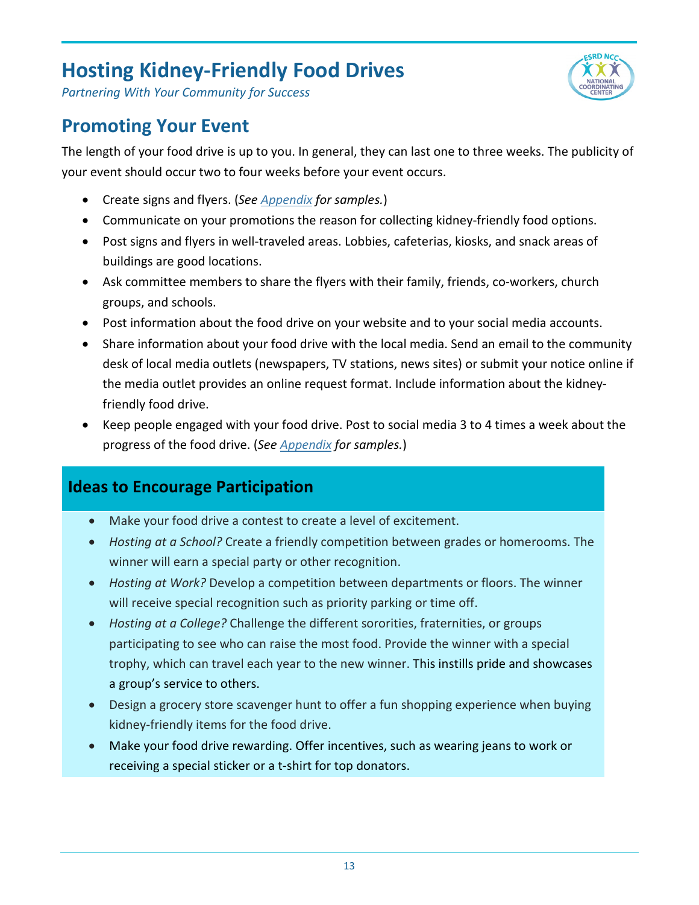# Hosting Kidney-Friendly Food Drives

*Partnering With Your Community for Success*

## Promoting Your Event

The length of your food drive is up to you. In general, they can last one to three weeks. The publicity of your event should occur two to four weeks before your event occurs.

- Create signs and flyers. (*See Appendix for samples.*)
- Communicate on your promotions the reason for collecting kidney-friendly food options.
- Post signs and flyers in well-traveled areas. Lobbies, cafeterias, kiosks, and snack areas of buildings are good locations.
- Ask committee members to share the flyers with their family, friends, co-workers, church groups, and schools.
- Post information about the food drive on your website and to your social media accounts.
- Share information about your food drive with the local media. Send an email to the community desk of local media outlets (newspapers, TV stations, news sites) or submit your notice online if the media outlet provides an online request format. Include information about the kidney-friendly food drive.
- Keep people engaged with your food drive. Post to social media 3 to 4 times a week about the progress of the food drive. (*See Appendix for samples.*)

### Ideas to Encourage Participation

- Make your food drive a contest to create a level of excitement.
- *Hosting at a School?* Create a friendly competition between grades or homerooms. The winner will earn a special party or other recognition.
- *Hosting at Work?* Develop a competition between departments or floors. The winner will receive special recognition such as priority parking or time off.
- *Hosting at a College?* Challenge the different sororities, fraternities, or groups participating to see who can raise the most food. Provide the winner with a special trophy, which can travel each year to the new winner. This instills pride and showcases a group's service to others.
- Design a grocery store scavenger hunt to offer a fun shopping experience when buying kidney-friendly items for the food drive.
- Make your food drive rewarding. Offer incentives, such as wearing jeans to work or receiving a special sticker or a t-shirt for top donators.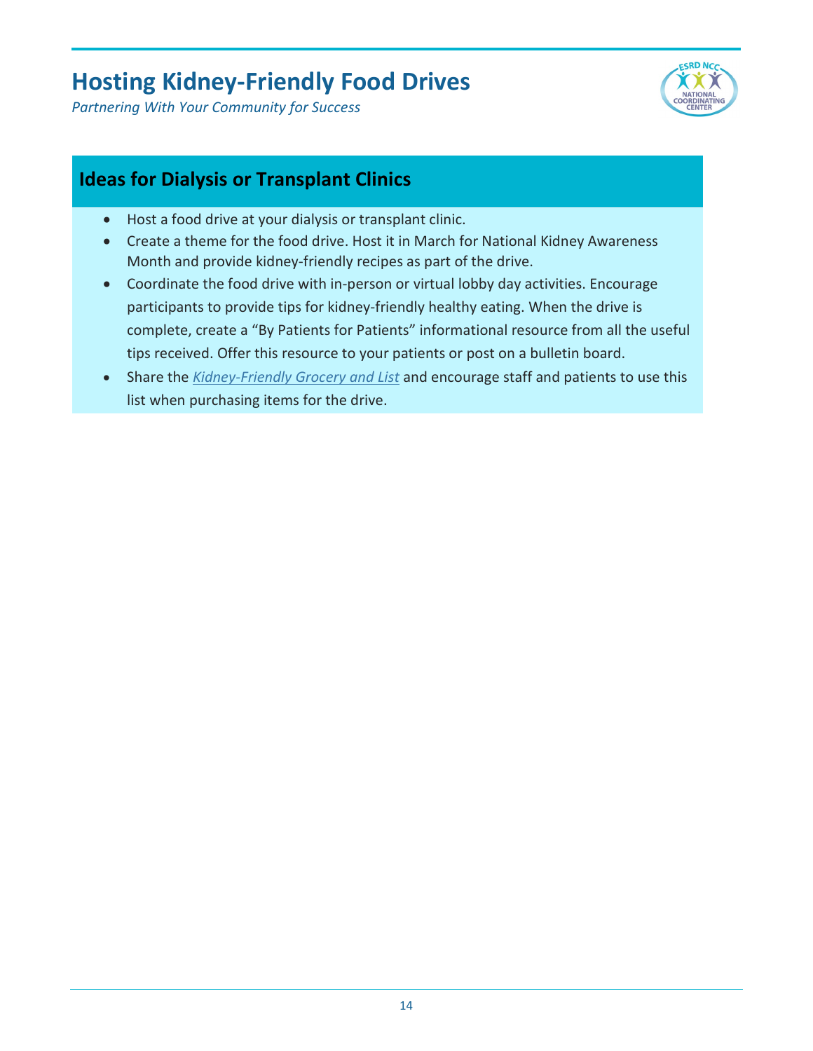# Hosting Kidney-Friendly Food Drives

*Partnering With Your Community for Success*

## Ideas for Dialysis or Transplant Clinics

- Host a food drive at your dialysis or transplant clinic.
- Create a theme for the food drive. Host it in March for National Kidney Awareness Month and provide kidney-friendly recipes as part of the drive.
- Coordinate the food drive with in-person or virtual lobby day activities. Encourage participants to provide tips for kidney-friendly healthy eating. When the drive is complete, create a "By Patients for Patients" informational resource from all the useful tips received. Offer this resource to your patients or post on a bulletin board.
- Share the *Kidney-Friendly Grocery and List* and encourage staff and patients to use this list when purchasing items for the drive.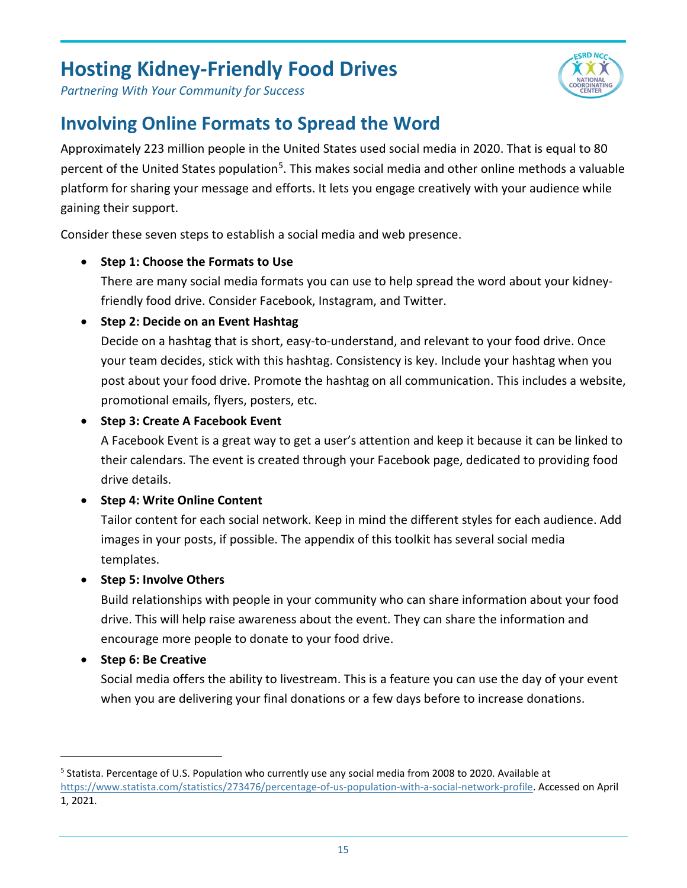## Involving Online Formats to Spread the Word

Approximately 223 million people in the United States used social media in 2020. That is equal to 80 percent of the United States population[5]. This makes social media and other online methods a valuable platform for sharing your message and efforts. It lets you engage creatively with your audience while gaining their support.

Consider these seven steps to establish a social media and web presence.

- **Step 1: Choose the Formats to Use**
  There are many social media formats you can use to help spread the word about your kidney-friendly food drive. Consider Facebook, Instagram, and Twitter.
- **Step 2: Decide on an Event Hashtag**
  Decide on a hashtag that is short, easy-to-understand, and relevant to your food drive. Once your team decides, stick with this hashtag. Consistency is key. Include your hashtag when you post about your food drive. Promote the hashtag on all communication. This includes a website, promotional emails, flyers, posters, etc.
- **Step 3: Create A Facebook Event**
  A Facebook Event is a great way to get a user's attention and keep it because it can be linked to their calendars. The event is created through your Facebook page, dedicated to providing food drive details.
- **Step 4: Write Online Content**
  Tailor content for each social network. Keep in mind the different styles for each audience. Add images in your posts, if possible. The appendix of this toolkit has several social media templates.
- **Step 5: Involve Others**
  Build relationships with people in your community who can share information about your food drive. This will help raise awareness about the event. They can share the information and encourage more people to donate to your food drive.
- **Step 6: Be Creative**
  Social media offers the ability to livestream. This is a feature you can use the day of your event when you are delivering your final donations or a few days before to increase donations.

---

[5] Statista. Percentage of U.S. Population who currently use any social media from 2008 to 2020. Available at https://www.statista.com/statistics/273476/percentage-of-us-population-with-a-social-network-profile. Accessed on April 1, 2021.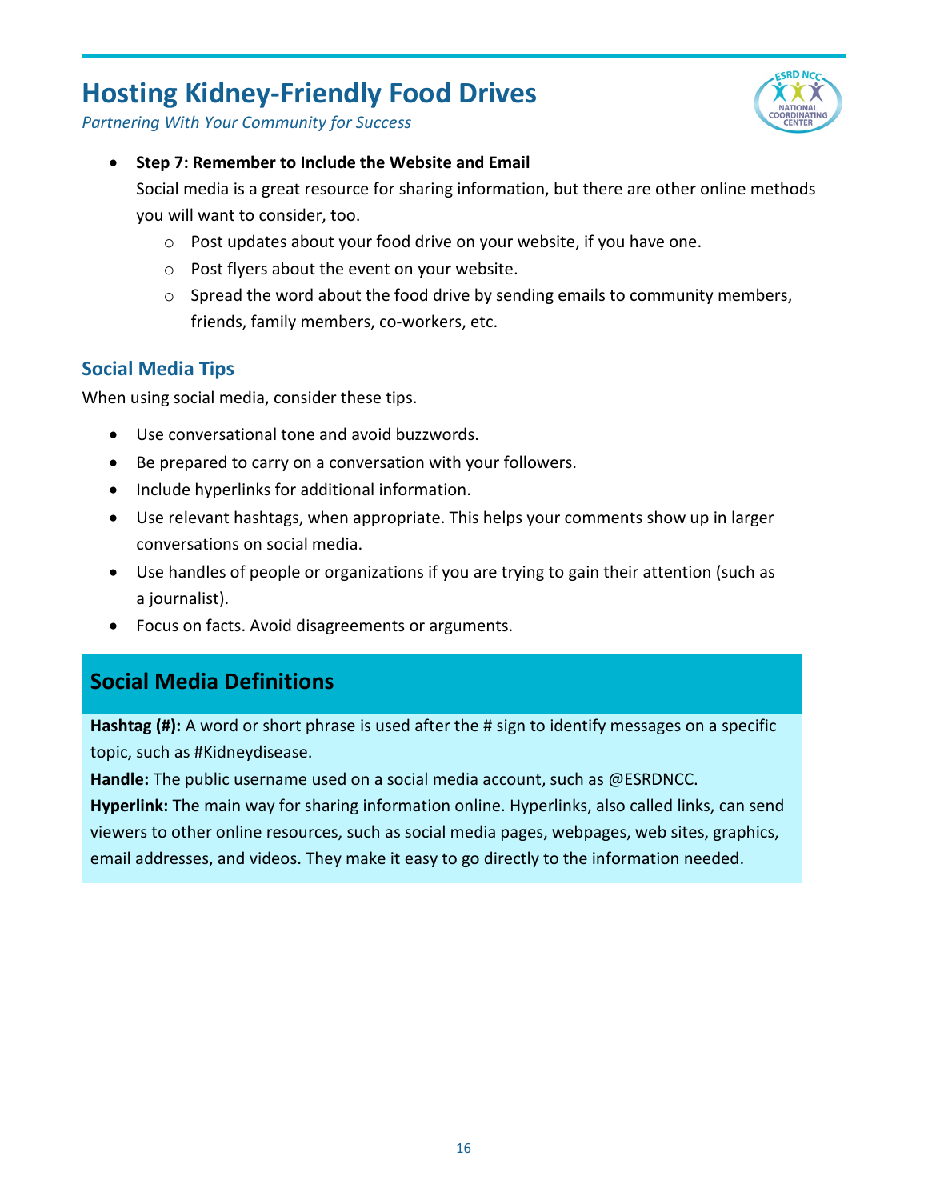- **Step 7: Remember to Include the Website and Email**

  Social media is a great resource for sharing information, but there are other online methods you will want to consider, too.

  - Post updates about your food drive on your website, if you have one.
  - Post flyers about the event on your website.
  - Spread the word about the food drive by sending emails to community members, friends, family members, co-workers, etc.

## Social Media Tips

When using social media, consider these tips.

- Use conversational tone and avoid buzzwords.
- Be prepared to carry on a conversation with your followers.
- Include hyperlinks for additional information.
- Use relevant hashtags, when appropriate. This helps your comments show up in larger conversations on social media.
- Use handles of people or organizations if you are trying to gain their attention (such as a journalist).
- Focus on facts. Avoid disagreements or arguments.

## Social Media Definitions

**Hashtag (#):** A word or short phrase is used after the # sign to identify messages on a specific topic, such as #Kidneydisease.

**Handle:** The public username used on a social media account, such as @ESRDNCC.

**Hyperlink:** The main way for sharing information online. Hyperlinks, also called links, can send viewers to other online resources, such as social media pages, webpages, web sites, graphics, email addresses, and videos. They make it easy to go directly to the information needed.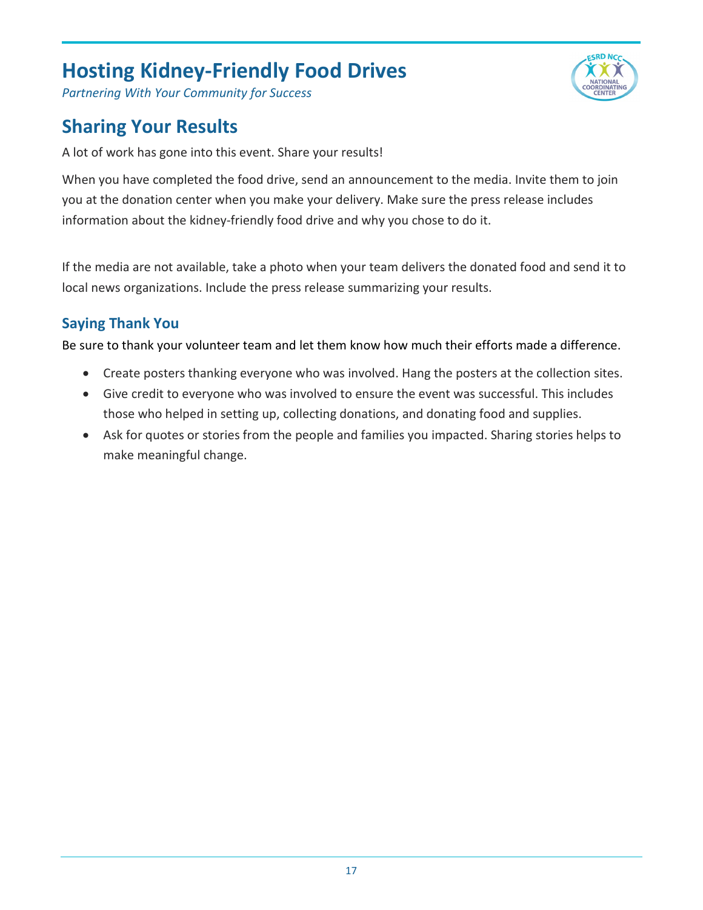# Hosting Kidney-Friendly Food Drives

*Partnering With Your Community for Success*

## Sharing Your Results

A lot of work has gone into this event. Share your results!

When you have completed the food drive, send an announcement to the media. Invite them to join you at the donation center when you make your delivery. Make sure the press release includes information about the kidney-friendly food drive and why you chose to do it.

If the media are not available, take a photo when your team delivers the donated food and send it to local news organizations. Include the press release summarizing your results.

### Saying Thank You

Be sure to thank your volunteer team and let them know how much their efforts made a difference.

- Create posters thanking everyone who was involved. Hang the posters at the collection sites.
- Give credit to everyone who was involved to ensure the event was successful. This includes those who helped in setting up, collecting donations, and donating food and supplies.
- Ask for quotes or stories from the people and families you impacted. Sharing stories helps to make meaningful change.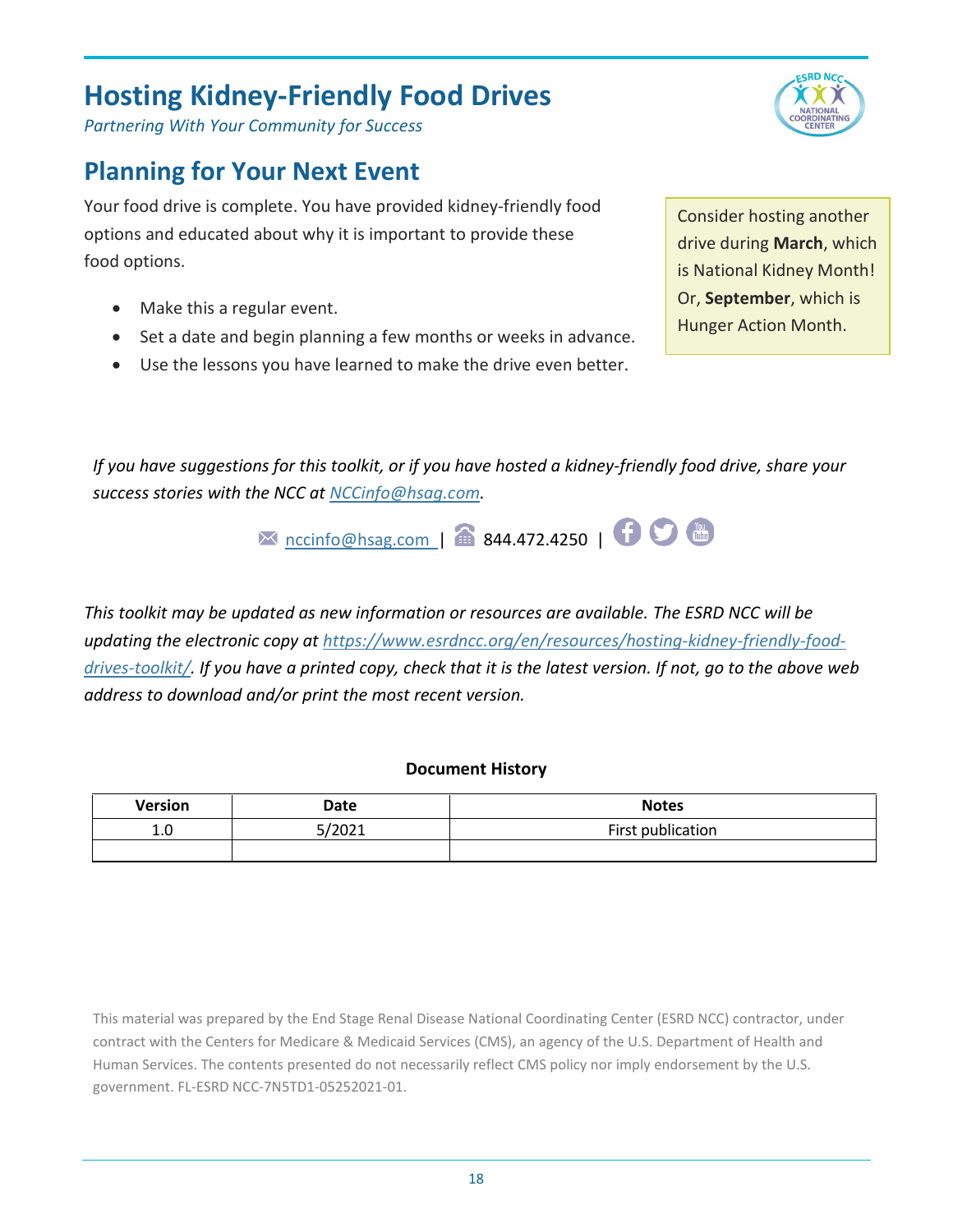# Hosting Kidney-Friendly Food Drives

*Partnering With Your Community for Success*

## Planning for Your Next Event

Your food drive is complete. You have provided kidney-friendly food options and educated about why it is important to provide these food options.

- Make this a regular event.
- Set a date and begin planning a few months or weeks in advance.
- Use the lessons you have learned to make the drive even better.

Consider hosting another drive during **March**, which is National Kidney Month! Or, **September**, which is Hunger Action Month.

*If you have suggestions for this toolkit, or if you have hosted a kidney-friendly food drive, share your success stories with the NCC at [NCCinfo@hsag.com](mailto:NCCinfo@hsag.com).*

[nccinfo@hsag.com](mailto:nccinfo@hsag.com) | 844.472.4250 |

*This toolkit may be updated as new information or resources are available. The ESRD NCC will be updating the electronic copy at [https://www.esrdncc.org/en/resources/hosting-kidney-friendly-food-drives-toolkit/](https://www.esrdncc.org/en/resources/hosting-kidney-friendly-food-drives-toolkit/). If you have a printed copy, check that it is the latest version. If not, go to the above web address to download and/or print the most recent version.*

**Document History**

| Version | Date | Notes |
|---|---|---|
| 1.0 | 5/2021 | First publication |
| | | |

This material was prepared by the End Stage Renal Disease National Coordinating Center (ESRD NCC) contractor, under contract with the Centers for Medicare & Medicaid Services (CMS), an agency of the U.S. Department of Health and Human Services. The contents presented do not necessarily reflect CMS policy nor imply endorsement by the U.S. government. FL-ESRD NCC-7N5TD1-05252021-01.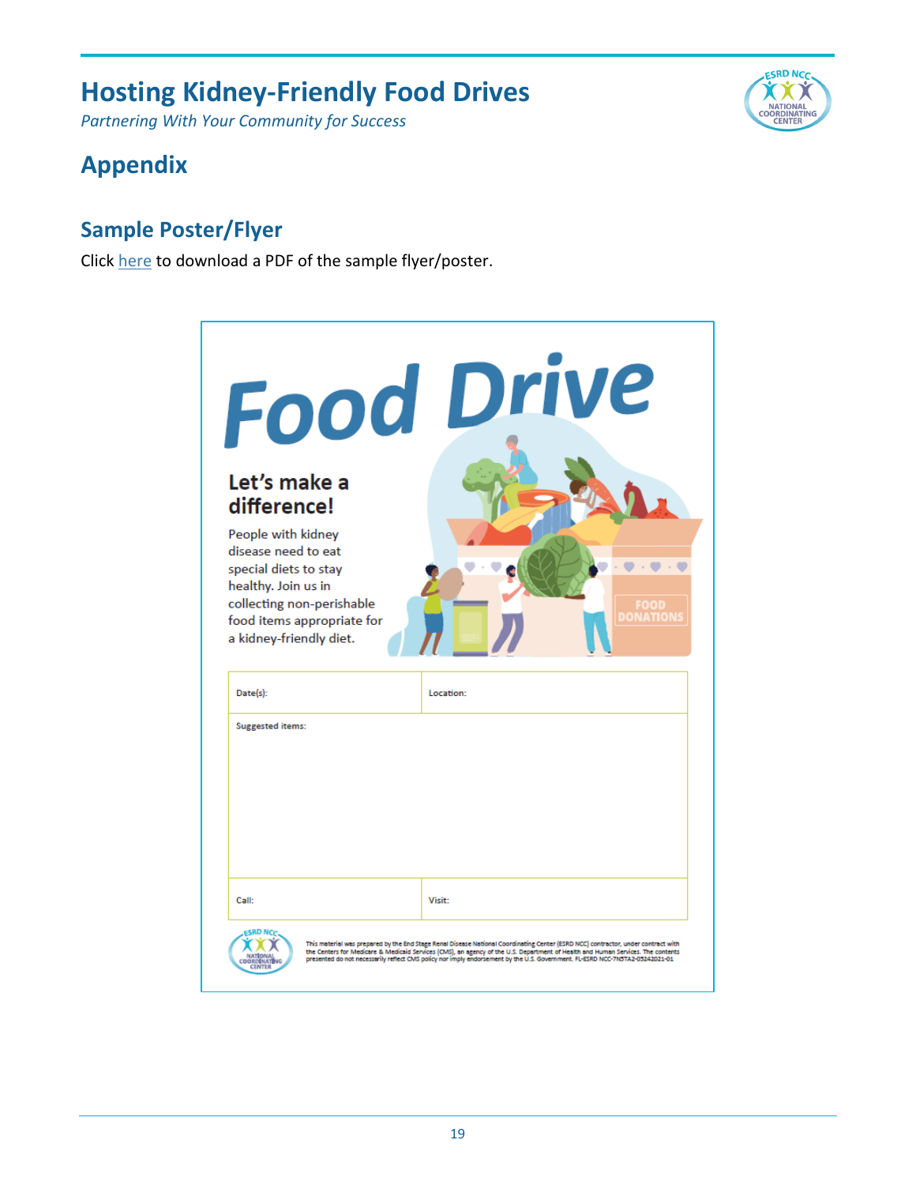# Appendix

## Sample Poster/Flyer

Click here to download a PDF of the sample flyer/poster.

# Food Drive

## Let's make a difference!

People with kidney disease need to eat special diets to stay healthy. Join us in collecting non-perishable food items appropriate for a kidney-friendly diet.

FOOD DONATIONS

| Date(s): | Location: |
|---|---|
| Suggested items: | |
| Call: | Visit: |

This material was prepared by the End Stage Renal Disease National Coordinating Center (ESRD NCC) contractor, under contract with the Centers for Medicare & Medicaid Services (CMS), an agency of the U.S. Department of Health and Human Services. The contents presented do not necessarily reflect CMS policy nor imply endorsement by the U.S. Government. FL-ESRD NCC-7N5TA2-05242021-01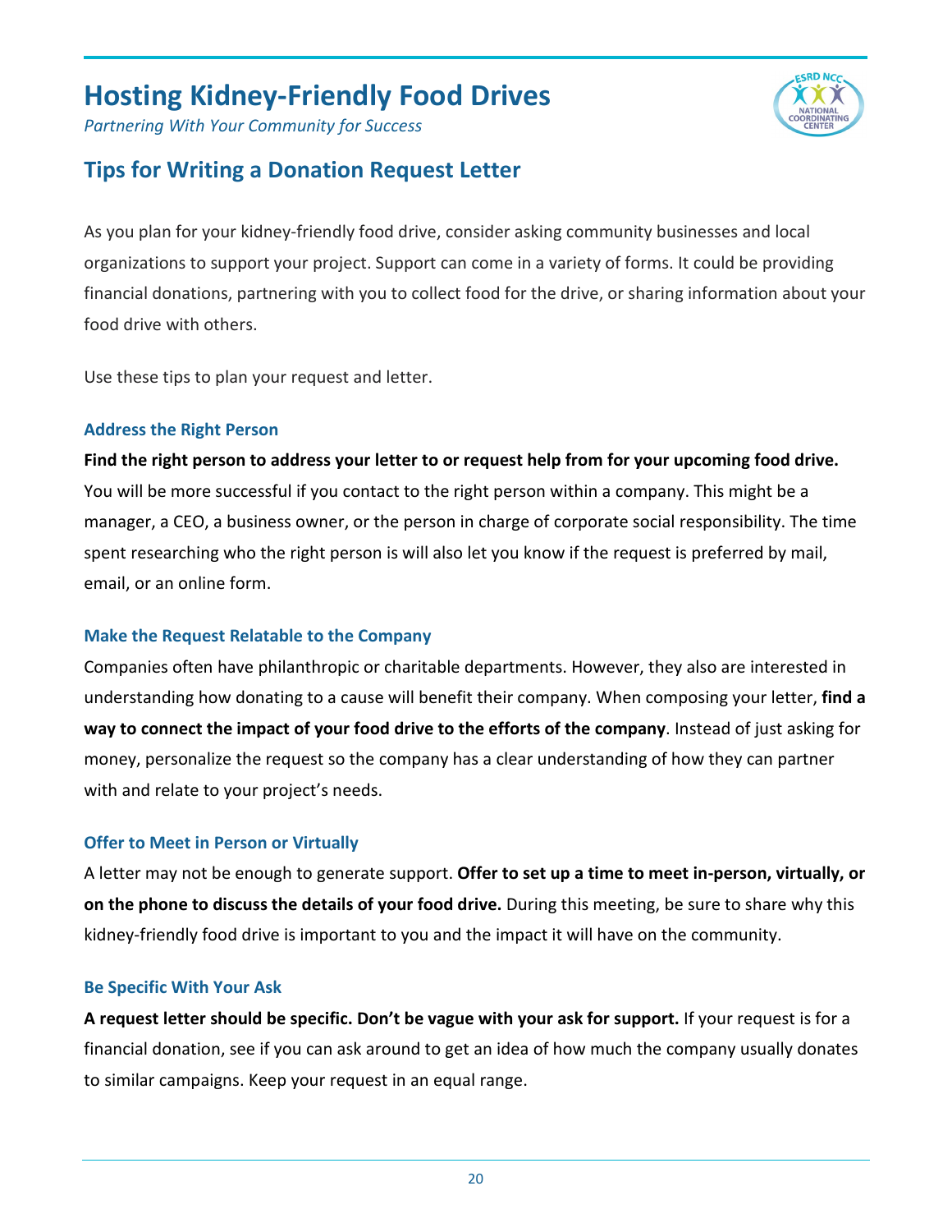# Hosting Kidney-Friendly Food Drives

*Partnering With Your Community for Success*

## Tips for Writing a Donation Request Letter

As you plan for your kidney-friendly food drive, consider asking community businesses and local organizations to support your project. Support can come in a variety of forms. It could be providing financial donations, partnering with you to collect food for the drive, or sharing information about your food drive with others.

Use these tips to plan your request and letter.

### Address the Right Person

**Find the right person to address your letter to or request help from for your upcoming food drive.** You will be more successful if you contact to the right person within a company. This might be a manager, a CEO, a business owner, or the person in charge of corporate social responsibility. The time spent researching who the right person is will also let you know if the request is preferred by mail, email, or an online form.

### Make the Request Relatable to the Company

Companies often have philanthropic or charitable departments. However, they also are interested in understanding how donating to a cause will benefit their company. When composing your letter, **find a way to connect the impact of your food drive to the efforts of the company**. Instead of just asking for money, personalize the request so the company has a clear understanding of how they can partner with and relate to your project's needs.

### Offer to Meet in Person or Virtually

A letter may not be enough to generate support. **Offer to set up a time to meet in-person, virtually, or on the phone to discuss the details of your food drive.** During this meeting, be sure to share why this kidney-friendly food drive is important to you and the impact it will have on the community.

### Be Specific With Your Ask

**A request letter should be specific. Don't be vague with your ask for support.** If your request is for a financial donation, see if you can ask around to get an idea of how much the company usually donates to similar campaigns. Keep your request in an equal range.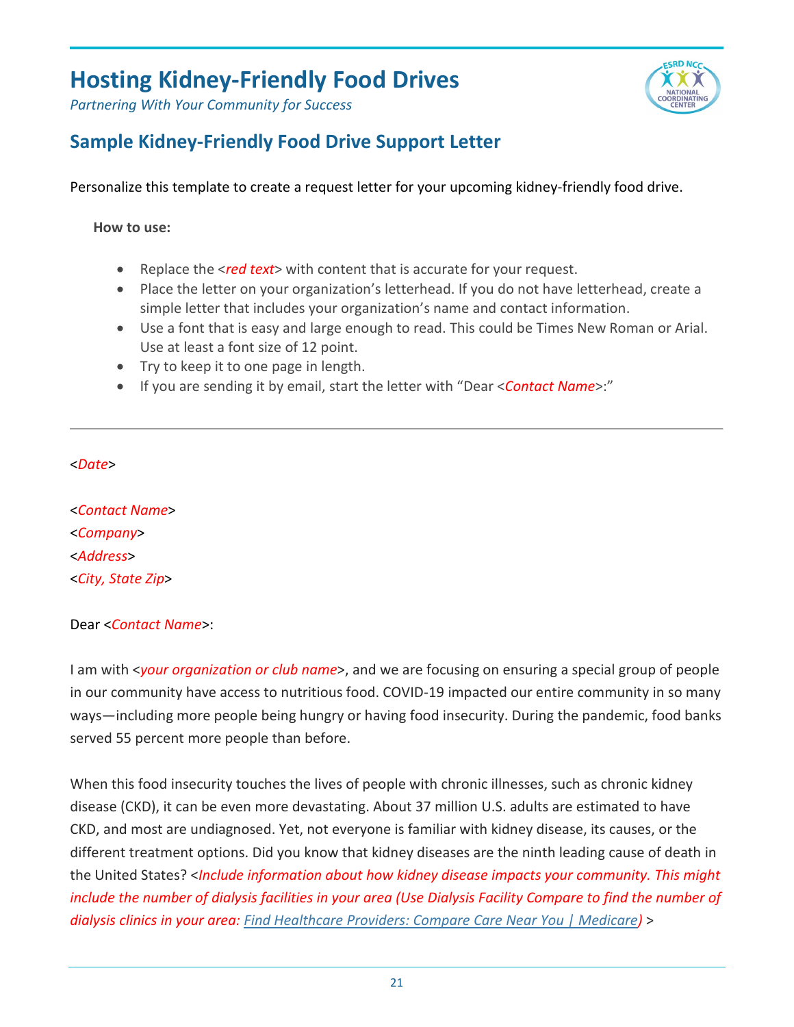# Hosting Kidney-Friendly Food Drives

*Partnering With Your Community for Success*

## Sample Kidney-Friendly Food Drive Support Letter

Personalize this template to create a request letter for your upcoming kidney-friendly food drive.

**How to use:**

- Replace the <*red text*> with content that is accurate for your request.
- Place the letter on your organization's letterhead. If you do not have letterhead, create a simple letter that includes your organization's name and contact information.
- Use a font that is easy and large enough to read. This could be Times New Roman or Arial. Use at least a font size of 12 point.
- Try to keep it to one page in length.
- If you are sending it by email, start the letter with "Dear <*Contact Name*>:"

---

<*Date*>

<*Contact Name*>
<*Company*>
<*Address*>
<*City, State Zip*>

Dear <*Contact Name*>:

I am with <*your organization or club name*>, and we are focusing on ensuring a special group of people in our community have access to nutritious food. COVID-19 impacted our entire community in so many ways—including more people being hungry or having food insecurity. During the pandemic, food banks served 55 percent more people than before.

When this food insecurity touches the lives of people with chronic illnesses, such as chronic kidney disease (CKD), it can be even more devastating. About 37 million U.S. adults are estimated to have CKD, and most are undiagnosed. Yet, not everyone is familiar with kidney disease, its causes, or the different treatment options. Did you know that kidney diseases are the ninth leading cause of death in the United States? <*Include information about how kidney disease impacts your community. This might include the number of dialysis facilities in your area (Use Dialysis Facility Compare to find the number of dialysis clinics in your area: Find Healthcare Providers: Compare Care Near You | Medicare)* >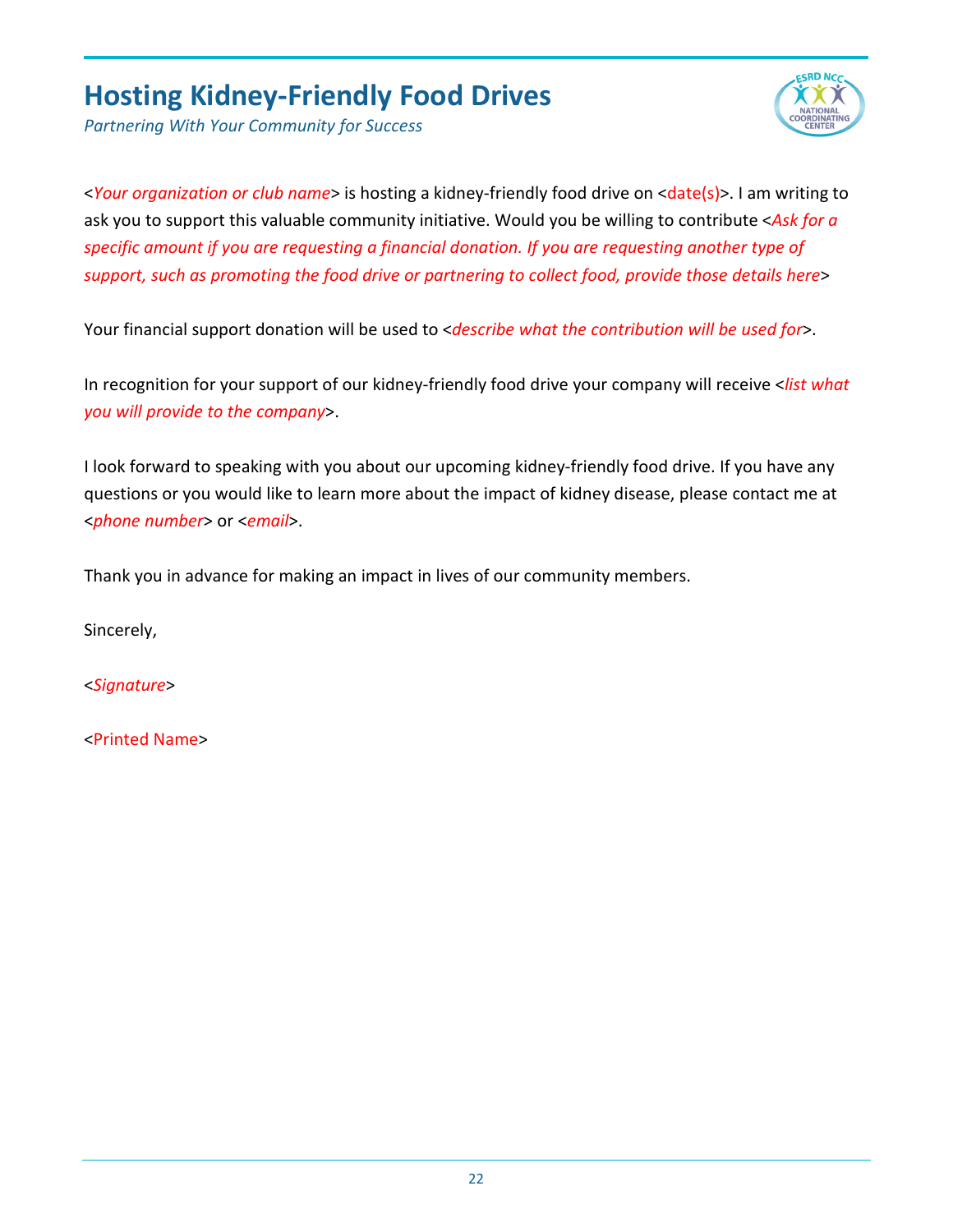# Hosting Kidney-Friendly Food Drives

*Partnering With Your Community for Success*

<*Your organization or club name*> is hosting a kidney-friendly food drive on <date(s)>. I am writing to ask you to support this valuable community initiative. Would you be willing to contribute <*Ask for a specific amount if you are requesting a financial donation. If you are requesting another type of support, such as promoting the food drive or partnering to collect food, provide those details here*>

Your financial support donation will be used to <*describe what the contribution will be used for*>.

In recognition for your support of our kidney-friendly food drive your company will receive <*list what you will provide to the company*>.

I look forward to speaking with you about our upcoming kidney-friendly food drive. If you have any questions or you would like to learn more about the impact of kidney disease, please contact me at <*phone number*> or <*email*>.

Thank you in advance for making an impact in lives of our community members.

Sincerely,

<*Signature*>

<Printed Name>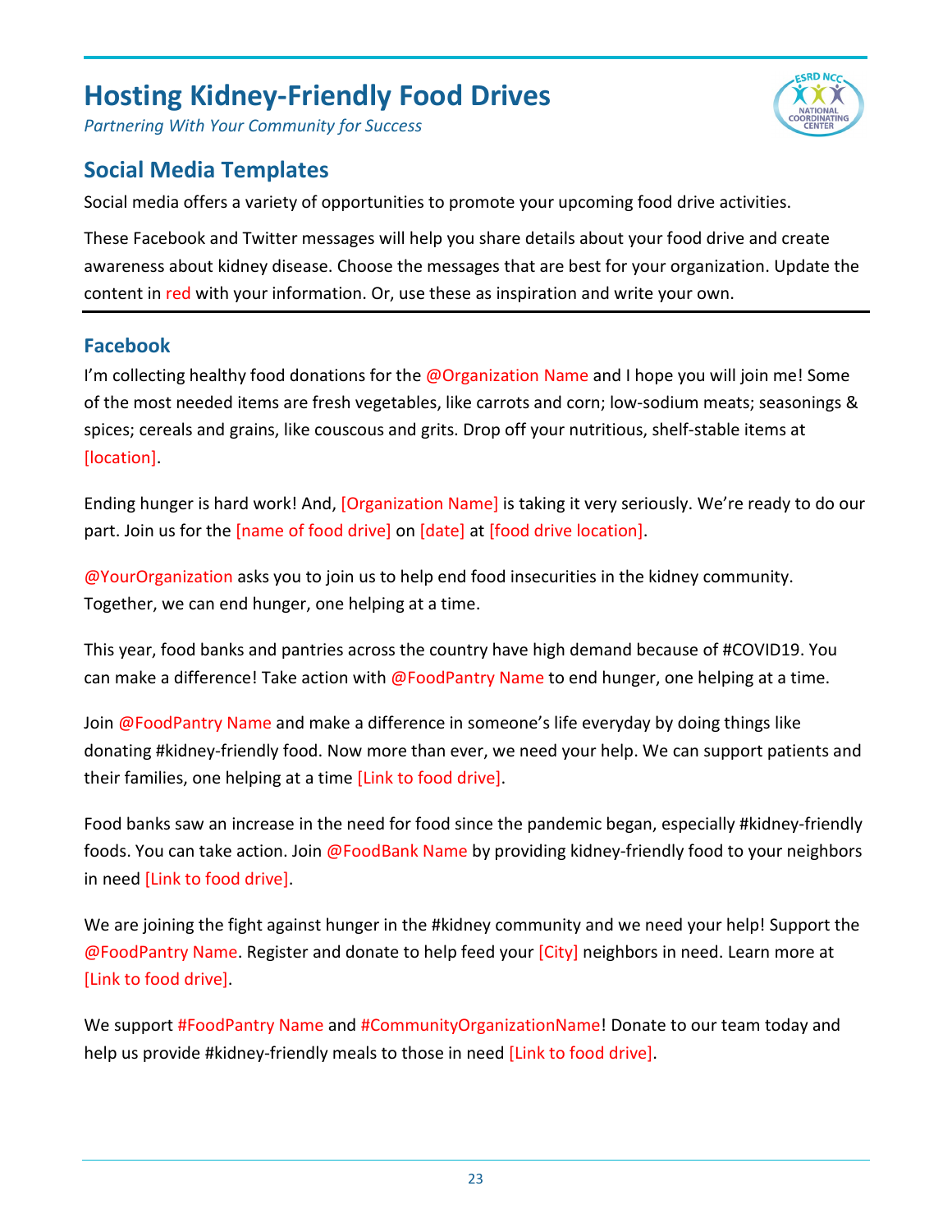# Hosting Kidney-Friendly Food Drives

*Partnering With Your Community for Success*

## Social Media Templates

Social media offers a variety of opportunities to promote your upcoming food drive activities.

These Facebook and Twitter messages will help you share details about your food drive and create awareness about kidney disease. Choose the messages that are best for your organization. Update the content in red with your information. Or, use these as inspiration and write your own.

### Facebook

I'm collecting healthy food donations for the @Organization Name and I hope you will join me! Some of the most needed items are fresh vegetables, like carrots and corn; low-sodium meats; seasonings & spices; cereals and grains, like couscous and grits. Drop off your nutritious, shelf-stable items at [location].

Ending hunger is hard work! And, [Organization Name] is taking it very seriously. We're ready to do our part. Join us for the [name of food drive] on [date] at [food drive location].

@YourOrganization asks you to join us to help end food insecurities in the kidney community. Together, we can end hunger, one helping at a time.

This year, food banks and pantries across the country have high demand because of #COVID19. You can make a difference! Take action with @FoodPantry Name to end hunger, one helping at a time.

Join @FoodPantry Name and make a difference in someone's life everyday by doing things like donating #kidney-friendly food. Now more than ever, we need your help. We can support patients and their families, one helping at a time [Link to food drive].

Food banks saw an increase in the need for food since the pandemic began, especially #kidney-friendly foods. You can take action. Join @FoodBank Name by providing kidney-friendly food to your neighbors in need [Link to food drive].

We are joining the fight against hunger in the #kidney community and we need your help! Support the @FoodPantry Name. Register and donate to help feed your [City] neighbors in need. Learn more at [Link to food drive].

We support #FoodPantry Name and #CommunityOrganizationName! Donate to our team today and help us provide #kidney-friendly meals to those in need [Link to food drive].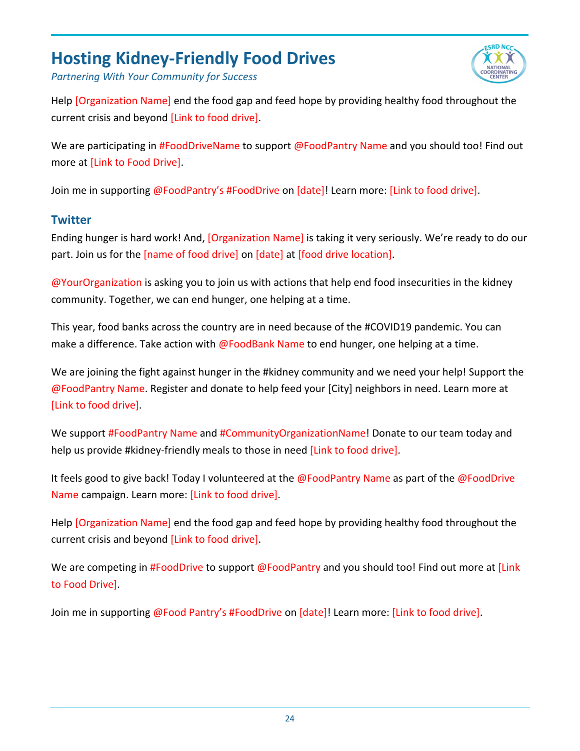# Hosting Kidney-Friendly Food Drives

*Partnering With Your Community for Success*

Help [Organization Name] end the food gap and feed hope by providing healthy food throughout the current crisis and beyond [Link to food drive].

We are participating in #FoodDriveName to support @FoodPantry Name and you should too! Find out more at [Link to Food Drive].

Join me in supporting @FoodPantry's #FoodDrive on [date]! Learn more: [Link to food drive].

## Twitter

Ending hunger is hard work! And, [Organization Name] is taking it very seriously. We're ready to do our part. Join us for the [name of food drive] on [date] at [food drive location].

@YourOrganization is asking you to join us with actions that help end food insecurities in the kidney community. Together, we can end hunger, one helping at a time.

This year, food banks across the country are in need because of the #COVID19 pandemic. You can make a difference. Take action with @FoodBank Name to end hunger, one helping at a time.

We are joining the fight against hunger in the #kidney community and we need your help! Support the @FoodPantry Name. Register and donate to help feed your [City] neighbors in need. Learn more at [Link to food drive].

We support #FoodPantry Name and #CommunityOrganizationName! Donate to our team today and help us provide #kidney-friendly meals to those in need [Link to food drive].

It feels good to give back! Today I volunteered at the @FoodPantry Name as part of the @FoodDrive Name campaign. Learn more: [Link to food drive].

Help [Organization Name] end the food gap and feed hope by providing healthy food throughout the current crisis and beyond [Link to food drive].

We are competing in #FoodDrive to support @FoodPantry and you should too! Find out more at [Link to Food Drive].

Join me in supporting @Food Pantry's #FoodDrive on [date]! Learn more: [Link to food drive].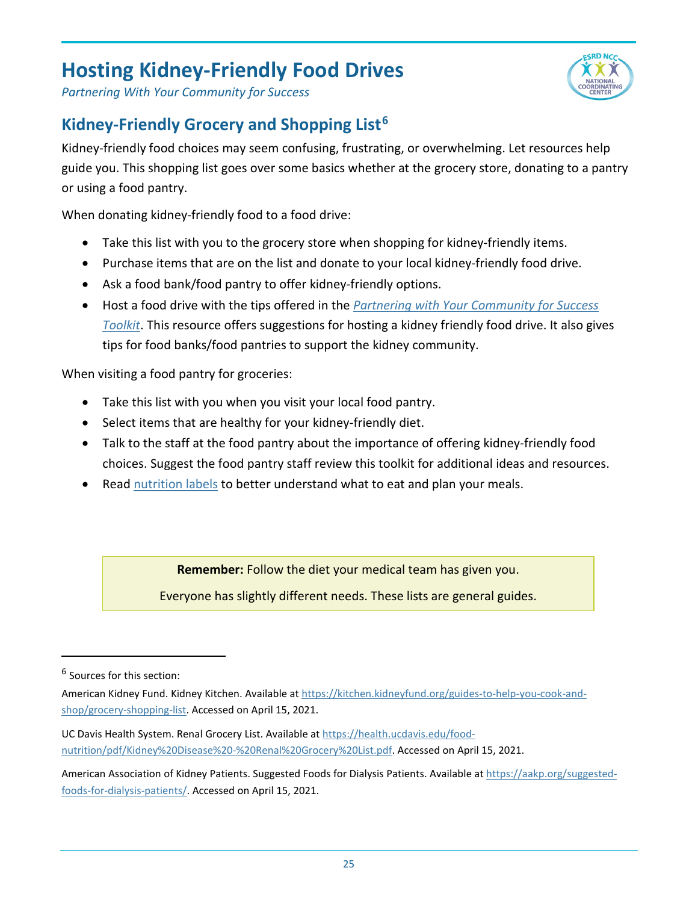# Hosting Kidney-Friendly Food Drives

*Partnering With Your Community for Success*

## Kidney-Friendly Grocery and Shopping List[6]

Kidney-friendly food choices may seem confusing, frustrating, or overwhelming. Let resources help guide you. This shopping list goes over some basics whether at the grocery store, donating to a pantry or using a food pantry.

When donating kidney-friendly food to a food drive:

- Take this list with you to the grocery store when shopping for kidney-friendly items.
- Purchase items that are on the list and donate to your local kidney-friendly food drive.
- Ask a food bank/food pantry to offer kidney-friendly options.
- Host a food drive with the tips offered in the *Partnering with Your Community for Success Toolkit*. This resource offers suggestions for hosting a kidney friendly food drive. It also gives tips for food banks/food pantries to support the kidney community.

When visiting a food pantry for groceries:

- Take this list with you when you visit your local food pantry.
- Select items that are healthy for your kidney-friendly diet.
- Talk to the staff at the food pantry about the importance of offering kidney-friendly food choices. Suggest the food pantry staff review this toolkit for additional ideas and resources.
- Read nutrition labels to better understand what to eat and plan your meals.

> **Remember:** Follow the diet your medical team has given you.
>
> Everyone has slightly different needs. These lists are general guides.

---

[6] Sources for this section:

American Kidney Fund. Kidney Kitchen. Available at https://kitchen.kidneyfund.org/guides-to-help-you-cook-and-shop/grocery-shopping-list. Accessed on April 15, 2021.

UC Davis Health System. Renal Grocery List. Available at https://health.ucdavis.edu/food-nutrition/pdf/Kidney%20Disease%20-%20Renal%20Grocery%20List.pdf. Accessed on April 15, 2021.

American Association of Kidney Patients. Suggested Foods for Dialysis Patients. Available at https://aakp.org/suggested-foods-for-dialysis-patients/. Accessed on April 15, 2021.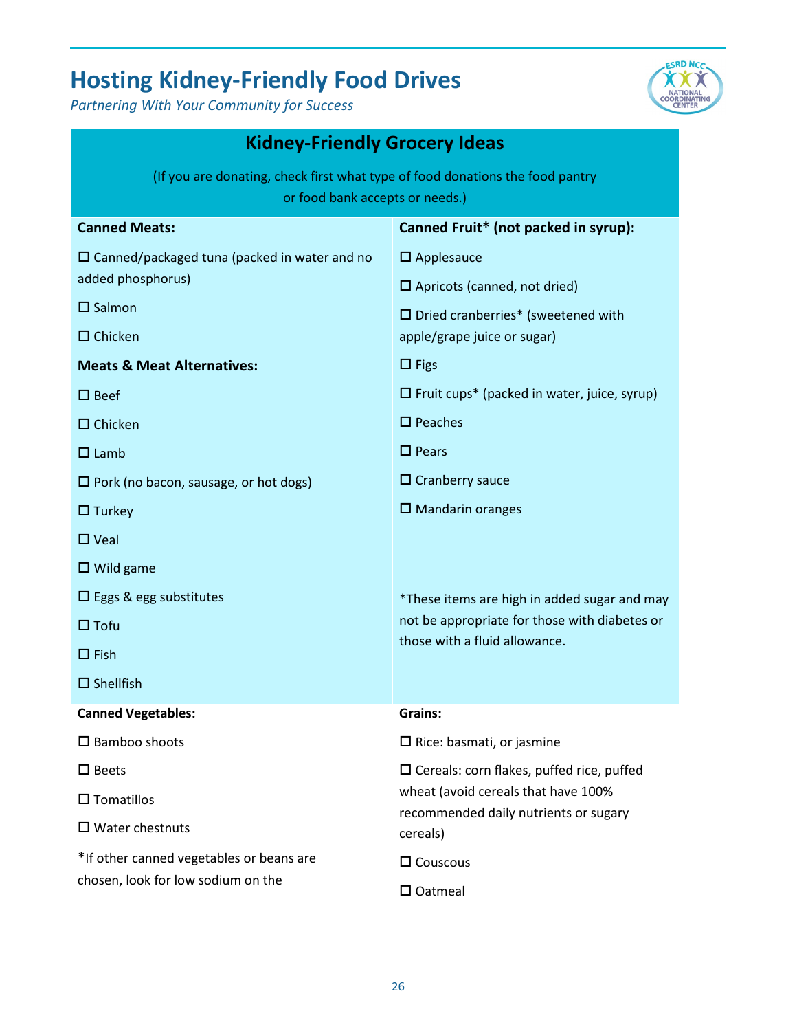# Hosting Kidney-Friendly Food Drives

*Partnering With Your Community for Success*

## Kidney-Friendly Grocery Ideas

(If you are donating, check first what type of food donations the food pantry or food bank accepts or needs.)

**Canned Meats:**

- ☐ Canned/packaged tuna (packed in water and no added phosphorus)
- ☐ Salmon
- ☐ Chicken

**Meats & Meat Alternatives:**

- ☐ Beef
- ☐ Chicken
- ☐ Lamb
- ☐ Pork (no bacon, sausage, or hot dogs)
- ☐ Turkey
- ☐ Veal
- ☐ Wild game
- ☐ Eggs & egg substitutes
- ☐ Tofu
- ☐ Fish
- ☐ Shellfish

**Canned Fruit* (not packed in syrup):**

- ☐ Applesauce
- ☐ Apricots (canned, not dried)
- ☐ Dried cranberries* (sweetened with apple/grape juice or sugar)
- ☐ Figs
- ☐ Fruit cups* (packed in water, juice, syrup)
- ☐ Peaches
- ☐ Pears
- ☐ Cranberry sauce
- ☐ Mandarin oranges

*These items are high in added sugar and may not be appropriate for those with diabetes or those with a fluid allowance.

**Canned Vegetables:**

- ☐ Bamboo shoots
- ☐ Beets
- ☐ Tomatillos
- ☐ Water chestnuts

*If other canned vegetables or beans are chosen, look for low sodium on the

**Grains:**

- ☐ Rice: basmati, or jasmine
- ☐ Cereals: corn flakes, puffed rice, puffed wheat (avoid cereals that have 100% recommended daily nutrients or sugary cereals)
- ☐ Couscous
- ☐ Oatmeal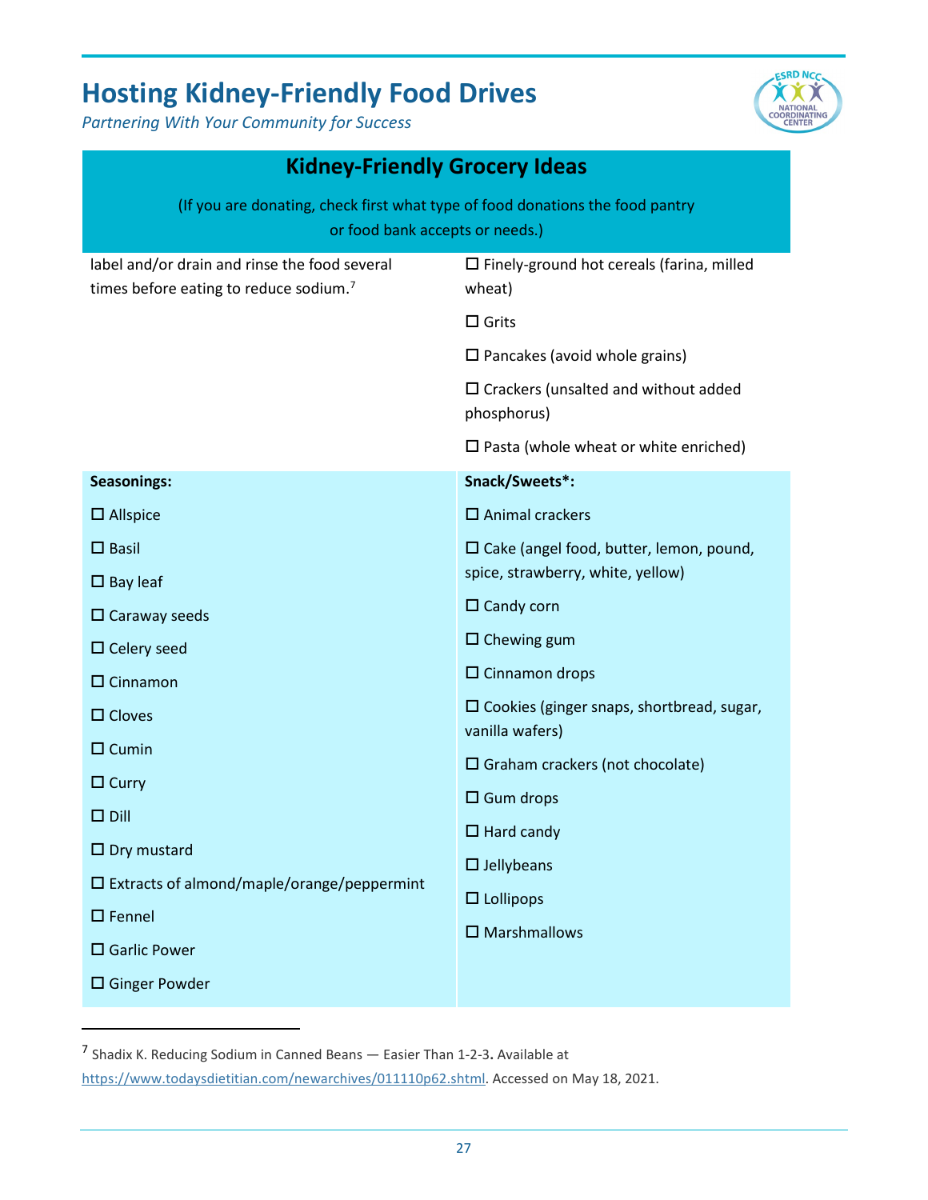## Kidney-Friendly Grocery Ideas

(If you are donating, check first what type of food donations the food pantry or food bank accepts or needs.)

label and/or drain and rinse the food several times before eating to reduce sodium.[7]

- ☐ Finely-ground hot cereals (farina, milled wheat)
- ☐ Grits
- ☐ Pancakes (avoid whole grains)
- ☐ Crackers (unsalted and without added phosphorus)
- ☐ Pasta (whole wheat or white enriched)

**Seasonings:**

- ☐ Allspice
- ☐ Basil
- ☐ Bay leaf
- ☐ Caraway seeds
- ☐ Celery seed
- ☐ Cinnamon
- ☐ Cloves
- ☐ Cumin
- ☐ Curry
- ☐ Dill
- ☐ Dry mustard
- ☐ Extracts of almond/maple/orange/peppermint
- ☐ Fennel
- ☐ Garlic Power
- ☐ Ginger Powder

**Snack/Sweets*:**

- ☐ Animal crackers
- ☐ Cake (angel food, butter, lemon, pound, spice, strawberry, white, yellow)
- ☐ Candy corn
- ☐ Chewing gum
- ☐ Cinnamon drops
- ☐ Cookies (ginger snaps, shortbread, sugar, vanilla wafers)
- ☐ Graham crackers (not chocolate)
- ☐ Gum drops
- ☐ Hard candy
- ☐ Jellybeans
- ☐ Lollipops
- ☐ Marshmallows

---

[7] Shadix K. Reducing Sodium in Canned Beans — Easier Than 1-2-3. Available at https://www.todaysdietitian.com/newarchives/011110p62.shtml. Accessed on May 18, 2021.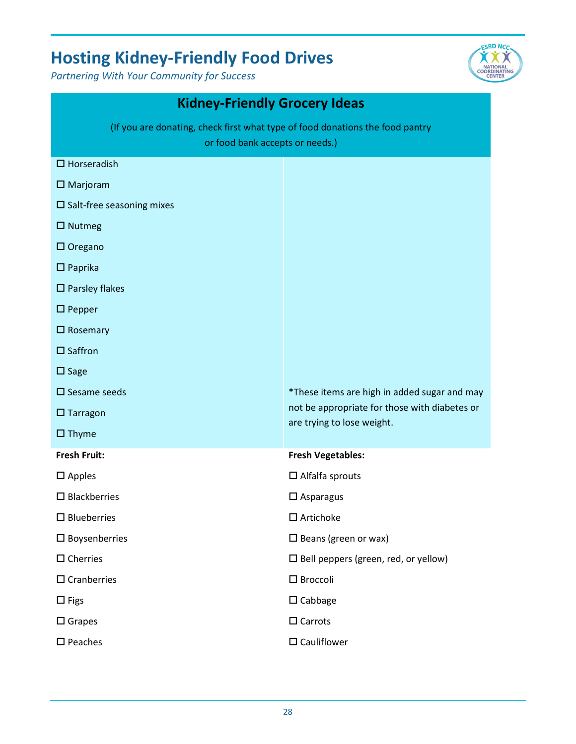## Kidney-Friendly Grocery Ideas

(If you are donating, check first what type of food donations the food pantry or food bank accepts or needs.)

- ☐ Horseradish
- ☐ Marjoram
- ☐ Salt-free seasoning mixes
- ☐ Nutmeg
- ☐ Oregano
- ☐ Paprika
- ☐ Parsley flakes
- ☐ Pepper
- ☐ Rosemary
- ☐ Saffron
- ☐ Sage
- ☐ Sesame seeds
- ☐ Tarragon
- ☐ Thyme

*These items are high in added sugar and may not be appropriate for those with diabetes or are trying to lose weight.

**Fresh Fruit:**

- ☐ Apples
- ☐ Blackberries
- ☐ Blueberries
- ☐ Boysenberries
- ☐ Cherries
- ☐ Cranberries
- ☐ Figs
- ☐ Grapes
- ☐ Peaches

**Fresh Vegetables:**

- ☐ Alfalfa sprouts
- ☐ Asparagus
- ☐ Artichoke
- ☐ Beans (green or wax)
- ☐ Bell peppers (green, red, or yellow)
- ☐ Broccoli
- ☐ Cabbage
- ☐ Carrots
- ☐ Cauliflower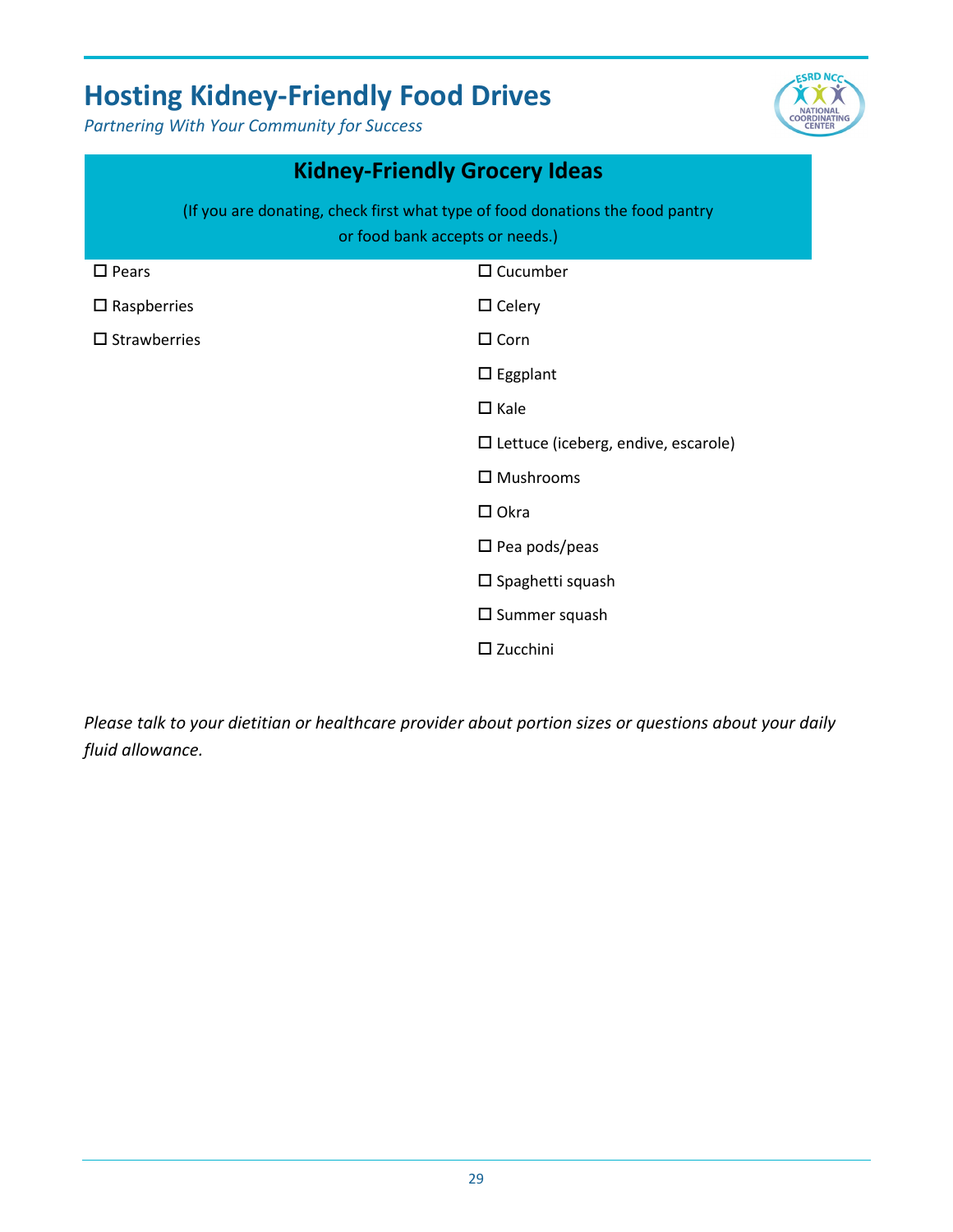# Hosting Kidney-Friendly Food Drives

*Partnering With Your Community for Success*

## Kidney-Friendly Grocery Ideas

(If you are donating, check first what type of food donations the food pantry or food bank accepts or needs.)

- ☐ Pears
- ☐ Raspberries
- ☐ Strawberries

- ☐ Cucumber
- ☐ Celery
- ☐ Corn
- ☐ Eggplant
- ☐ Kale
- ☐ Lettuce (iceberg, endive, escarole)
- ☐ Mushrooms
- ☐ Okra
- ☐ Pea pods/peas
- ☐ Spaghetti squash
- ☐ Summer squash
- ☐ Zucchini

*Please talk to your dietitian or healthcare provider about portion sizes or questions about your daily fluid allowance.*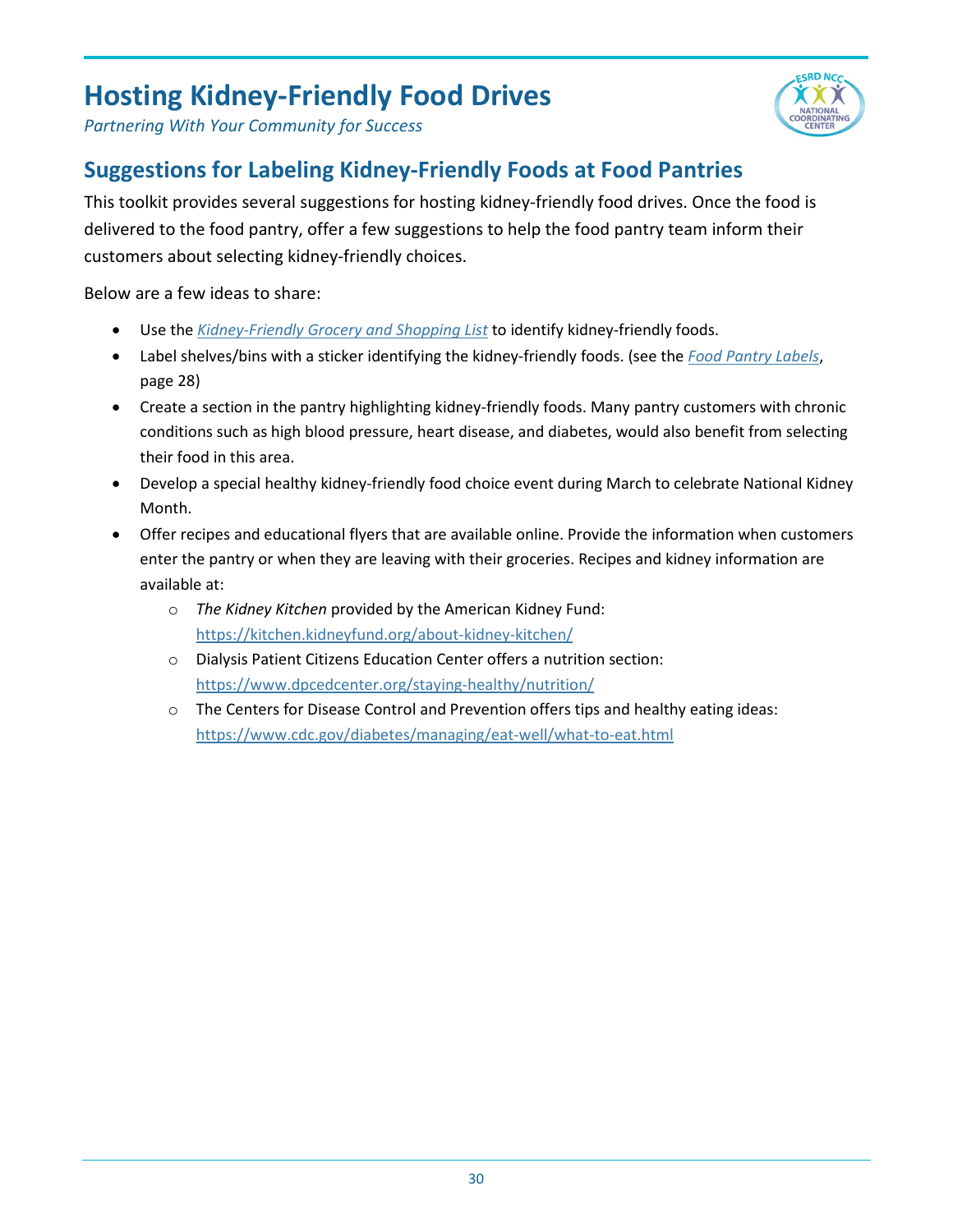# Hosting Kidney-Friendly Food Drives

*Partnering With Your Community for Success*

## Suggestions for Labeling Kidney-Friendly Foods at Food Pantries

This toolkit provides several suggestions for hosting kidney-friendly food drives. Once the food is delivered to the food pantry, offer a few suggestions to help the food pantry team inform their customers about selecting kidney-friendly choices.

Below are a few ideas to share:

- Use the *Kidney-Friendly Grocery and Shopping List* to identify kidney-friendly foods.
- Label shelves/bins with a sticker identifying the kidney-friendly foods. (see the *Food Pantry Labels*, page 28)
- Create a section in the pantry highlighting kidney-friendly foods. Many pantry customers with chronic conditions such as high blood pressure, heart disease, and diabetes, would also benefit from selecting their food in this area.
- Develop a special healthy kidney-friendly food choice event during March to celebrate National Kidney Month.
- Offer recipes and educational flyers that are available online. Provide the information when customers enter the pantry or when they are leaving with their groceries. Recipes and kidney information are available at:
    - *The Kidney Kitchen* provided by the American Kidney Fund: https://kitchen.kidneyfund.org/about-kidney-kitchen/
    - Dialysis Patient Citizens Education Center offers a nutrition section: https://www.dpcedcenter.org/staying-healthy/nutrition/
    - The Centers for Disease Control and Prevention offers tips and healthy eating ideas: https://www.cdc.gov/diabetes/managing/eat-well/what-to-eat.html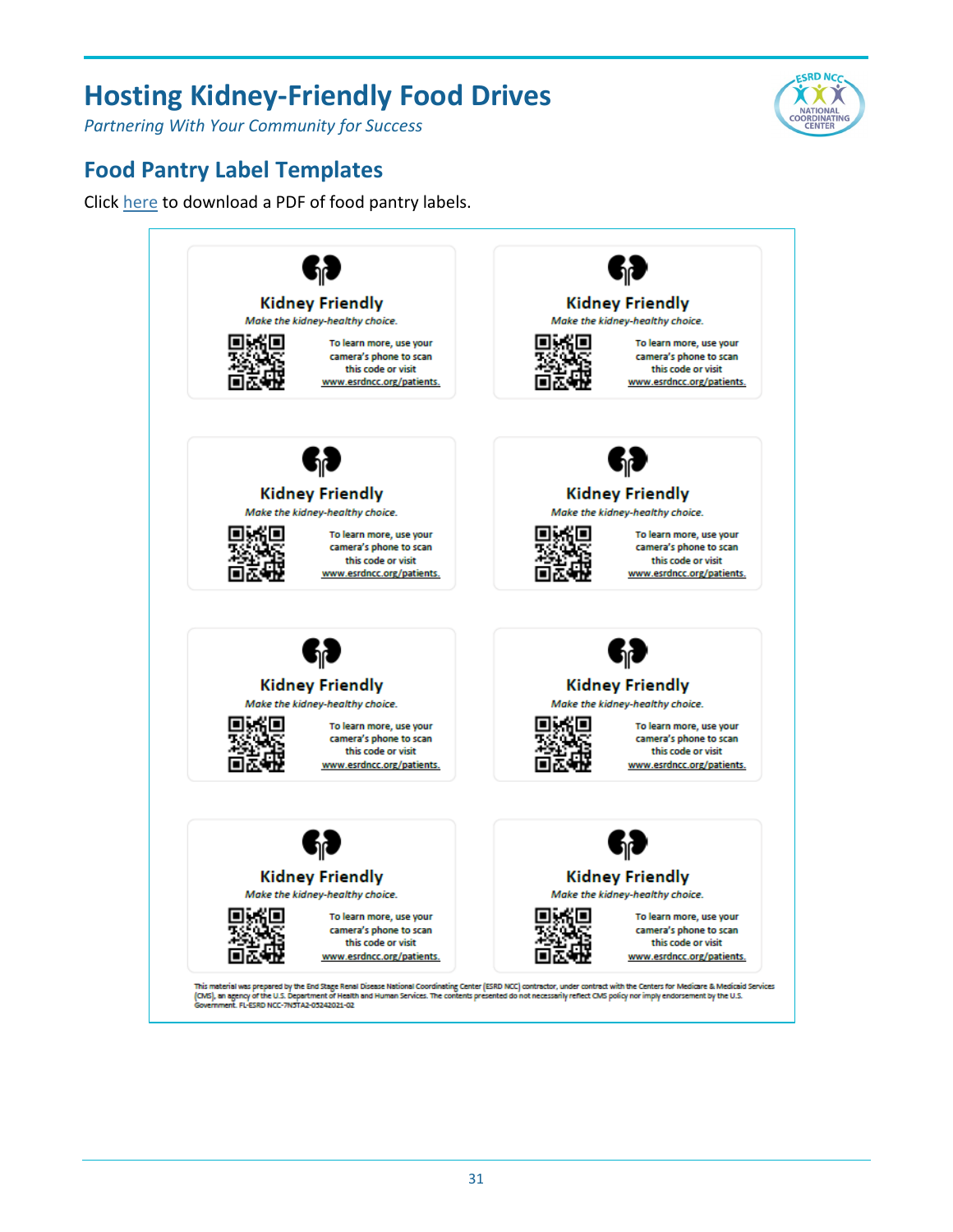# Hosting Kidney-Friendly Food Drives

*Partnering With Your Community for Success*

## Food Pantry Label Templates

Click here to download a PDF of food pantry labels.

**Kidney Friendly**

*Make the kidney-healthy choice.*

To learn more, use your camera's phone to scan this code or visit www.esrdncc.org/patients.

**Kidney Friendly**

*Make the kidney-healthy choice.*

To learn more, use your camera's phone to scan this code or visit www.esrdncc.org/patients.

**Kidney Friendly**

*Make the kidney-healthy choice.*

To learn more, use your camera's phone to scan this code or visit www.esrdncc.org/patients.

**Kidney Friendly**

*Make the kidney-healthy choice.*

To learn more, use your camera's phone to scan this code or visit www.esrdncc.org/patients.

**Kidney Friendly**

*Make the kidney-healthy choice.*

To learn more, use your camera's phone to scan this code or visit www.esrdncc.org/patients.

**Kidney Friendly**

*Make the kidney-healthy choice.*

To learn more, use your camera's phone to scan this code or visit www.esrdncc.org/patients.

**Kidney Friendly**

*Make the kidney-healthy choice.*

To learn more, use your camera's phone to scan this code or visit www.esrdncc.org/patients.

**Kidney Friendly**

*Make the kidney-healthy choice.*

To learn more, use your camera's phone to scan this code or visit www.esrdncc.org/patients.

This material was prepared by the End Stage Renal Disease National Coordinating Center (ESRD NCC) contractor, under contract with the Centers for Medicare & Medicaid Services (CMS), an agency of the U.S. Department of Health and Human Services. The contents presented do not necessarily reflect CMS policy nor imply endorsement by the U.S. Government. FL-ESRD NCC-7N5TA2-05242021-02